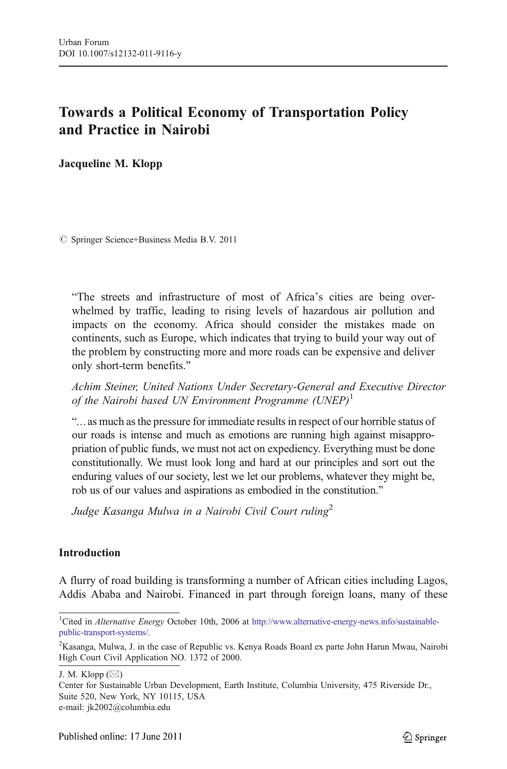Urban Forum
DOI 10.1007/s12132-011-9116-y

# Towards a Political Economy of Transportation Policy and Practice in Nairobi

**Jacqueline M. Klopp**

© Springer Science+Business Media B.V. 2011

> "The streets and infrastructure of most of Africa's cities are being overwhelmed by traffic, leading to rising levels of hazardous air pollution and impacts on the economy. Africa should consider the mistakes made on continents, such as Europe, which indicates that trying to build your way out of the problem by constructing more and more roads can be expensive and deliver only short-term benefits."
>
> *Achim Steiner, United Nations Under Secretary-General and Executive Director of the Nairobi based UN Environment Programme (UNEP)*[1]
>
> "…as much as the pressure for immediate results in respect of our horrible status of our roads is intense and much as emotions are running high against misappropriation of public funds, we must not act on expediency. Everything must be done constitutionally. We must look long and hard at our principles and sort out the enduring values of our society, lest we let our problems, whatever they might be, rob us of our values and aspirations as embodied in the constitution."
>
> *Judge Kasanga Mulwa in a Nairobi Civil Court ruling*[2]

## Introduction

A flurry of road building is transforming a number of African cities including Lagos, Addis Ababa and Nairobi. Financed in part through foreign loans, many of these

[1] Cited in *Alternative Energy* October 10th, 2006 at http://www.alternative-energy-news.info/sustainable-public-transport-systems/.

[2] Kasanga, Mulwa, J. in the case of Republic vs. Kenya Roads Board ex parte John Harun Mwau, Nairobi High Court Civil Application NO. 1372 of 2000.

J. M. Klopp (✉)
Center for Sustainable Urban Development, Earth Institute, Columbia University, 475 Riverside Dr., Suite 520, New York, NY 10115, USA
e-mail: jk2002@columbia.edu

Published online: 17 June 2011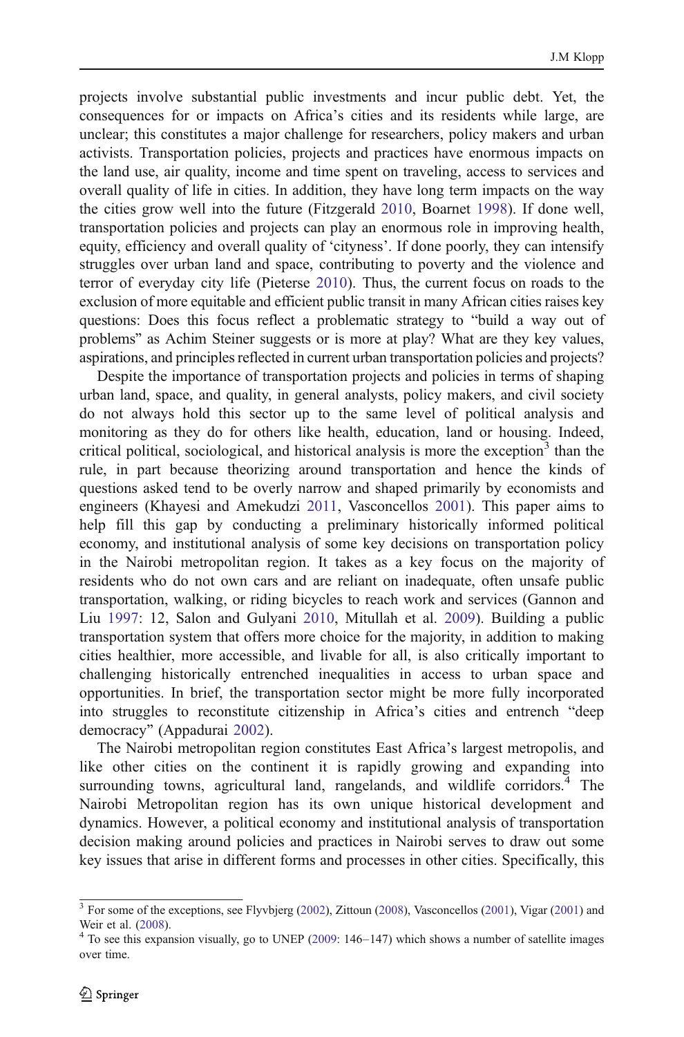projects involve substantial public investments and incur public debt. Yet, the consequences for or impacts on Africa's cities and its residents while large, are unclear; this constitutes a major challenge for researchers, policy makers and urban activists. Transportation policies, projects and practices have enormous impacts on the land use, air quality, income and time spent on traveling, access to services and overall quality of life in cities. In addition, they have long term impacts on the way the cities grow well into the future (Fitzgerald 2010, Boarnet 1998). If done well, transportation policies and projects can play an enormous role in improving health, equity, efficiency and overall quality of 'cityness'. If done poorly, they can intensify struggles over urban land and space, contributing to poverty and the violence and terror of everyday city life (Pieterse 2010). Thus, the current focus on roads to the exclusion of more equitable and efficient public transit in many African cities raises key questions: Does this focus reflect a problematic strategy to "build a way out of problems" as Achim Steiner suggests or is more at play? What are they key values, aspirations, and principles reflected in current urban transportation policies and projects?

Despite the importance of transportation projects and policies in terms of shaping urban land, space, and quality, in general analysts, policy makers, and civil society do not always hold this sector up to the same level of political analysis and monitoring as they do for others like health, education, land or housing. Indeed, critical political, sociological, and historical analysis is more the exception[3] than the rule, in part because theorizing around transportation and hence the kinds of questions asked tend to be overly narrow and shaped primarily by economists and engineers (Khayesi and Amekudzi 2011, Vasconcellos 2001). This paper aims to help fill this gap by conducting a preliminary historically informed political economy, and institutional analysis of some key decisions on transportation policy in the Nairobi metropolitan region. It takes as a key focus on the majority of residents who do not own cars and are reliant on inadequate, often unsafe public transportation, walking, or riding bicycles to reach work and services (Gannon and Liu 1997: 12, Salon and Gulyani 2010, Mitullah et al. 2009). Building a public transportation system that offers more choice for the majority, in addition to making cities healthier, more accessible, and livable for all, is also critically important to challenging historically entrenched inequalities in access to urban space and opportunities. In brief, the transportation sector might be more fully incorporated into struggles to reconstitute citizenship in Africa's cities and entrench "deep democracy" (Appadurai 2002).

The Nairobi metropolitan region constitutes East Africa's largest metropolis, and like other cities on the continent it is rapidly growing and expanding into surrounding towns, agricultural land, rangelands, and wildlife corridors.[4] The Nairobi Metropolitan region has its own unique historical development and dynamics. However, a political economy and institutional analysis of transportation decision making around policies and practices in Nairobi serves to draw out some key issues that arise in different forms and processes in other cities. Specifically, this

---

[3] For some of the exceptions, see Flyvbjerg (2002), Zittoun (2008), Vasconcellos (2001), Vigar (2001) and Weir et al. (2008).

[4] To see this expansion visually, go to UNEP (2009: 146–147) which shows a number of satellite images over time.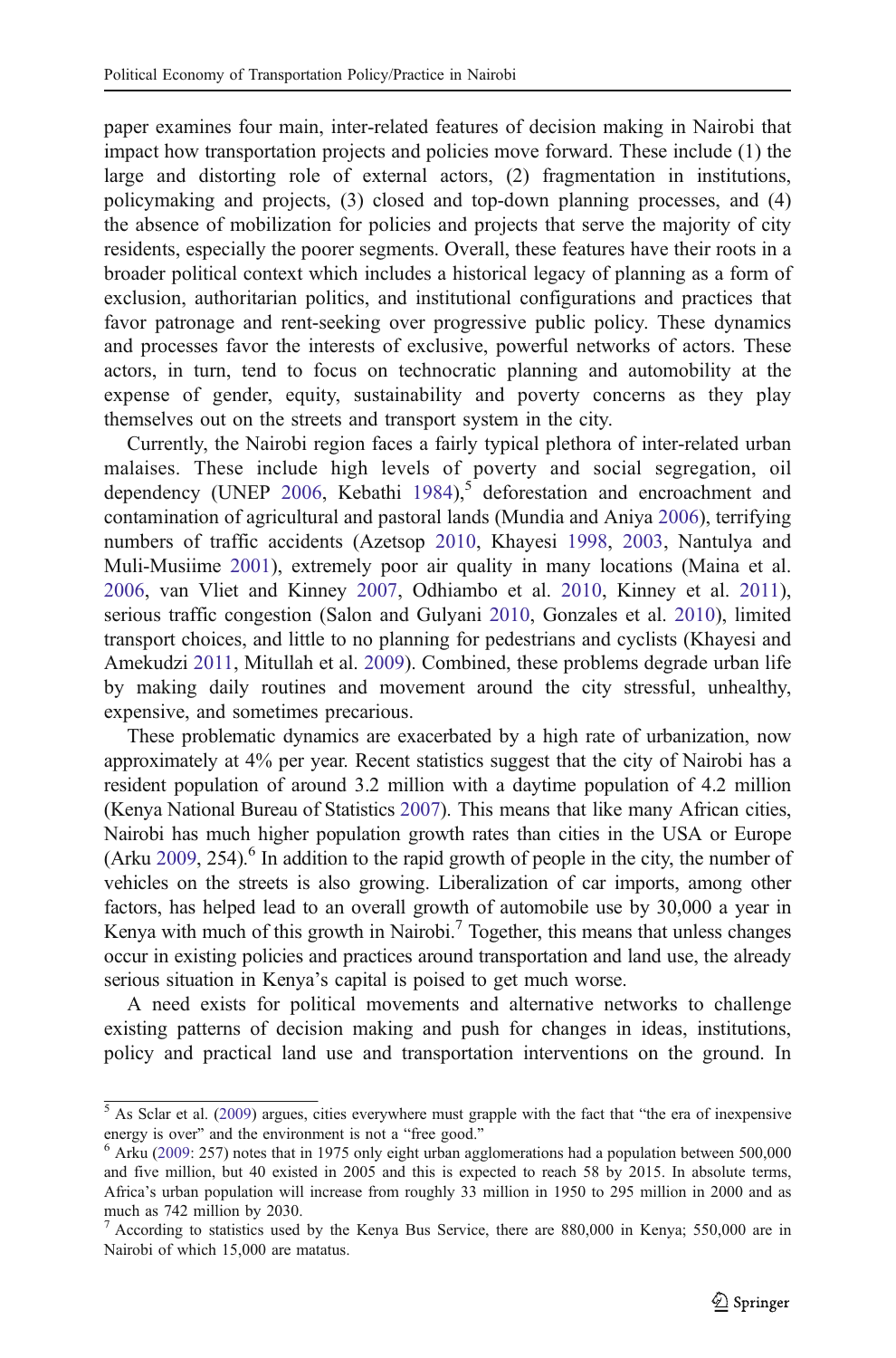paper examines four main, inter-related features of decision making in Nairobi that impact how transportation projects and policies move forward. These include (1) the large and distorting role of external actors, (2) fragmentation in institutions, policymaking and projects, (3) closed and top-down planning processes, and (4) the absence of mobilization for policies and projects that serve the majority of city residents, especially the poorer segments. Overall, these features have their roots in a broader political context which includes a historical legacy of planning as a form of exclusion, authoritarian politics, and institutional configurations and practices that favor patronage and rent-seeking over progressive public policy. These dynamics and processes favor the interests of exclusive, powerful networks of actors. These actors, in turn, tend to focus on technocratic planning and automobility at the expense of gender, equity, sustainability and poverty concerns as they play themselves out on the streets and transport system in the city.

Currently, the Nairobi region faces a fairly typical plethora of inter-related urban malaises. These include high levels of poverty and social segregation, oil dependency (UNEP 2006, Kebathi 1984),[5] deforestation and encroachment and contamination of agricultural and pastoral lands (Mundia and Aniya 2006), terrifying numbers of traffic accidents (Azetsop 2010, Khayesi 1998, 2003, Nantulya and Muli-Musiime 2001), extremely poor air quality in many locations (Maina et al. 2006, van Vliet and Kinney 2007, Odhiambo et al. 2010, Kinney et al. 2011), serious traffic congestion (Salon and Gulyani 2010, Gonzales et al. 2010), limited transport choices, and little to no planning for pedestrians and cyclists (Khayesi and Amekudzi 2011, Mitullah et al. 2009). Combined, these problems degrade urban life by making daily routines and movement around the city stressful, unhealthy, expensive, and sometimes precarious.

These problematic dynamics are exacerbated by a high rate of urbanization, now approximately at 4% per year. Recent statistics suggest that the city of Nairobi has a resident population of around 3.2 million with a daytime population of 4.2 million (Kenya National Bureau of Statistics 2007). This means that like many African cities, Nairobi has much higher population growth rates than cities in the USA or Europe (Arku 2009, 254).[6] In addition to the rapid growth of people in the city, the number of vehicles on the streets is also growing. Liberalization of car imports, among other factors, has helped lead to an overall growth of automobile use by 30,000 a year in Kenya with much of this growth in Nairobi.[7] Together, this means that unless changes occur in existing policies and practices around transportation and land use, the already serious situation in Kenya's capital is poised to get much worse.

A need exists for political movements and alternative networks to challenge existing patterns of decision making and push for changes in ideas, institutions, policy and practical land use and transportation interventions on the ground. In

---

[5] As Sclar et al. (2009) argues, cities everywhere must grapple with the fact that "the era of inexpensive energy is over" and the environment is not a "free good."

[6] Arku (2009: 257) notes that in 1975 only eight urban agglomerations had a population between 500,000 and five million, but 40 existed in 2005 and this is expected to reach 58 by 2015. In absolute terms, Africa's urban population will increase from roughly 33 million in 1950 to 295 million in 2000 and as much as 742 million by 2030.

[7] According to statistics used by the Kenya Bus Service, there are 880,000 in Kenya; 550,000 are in Nairobi of which 15,000 are matatus.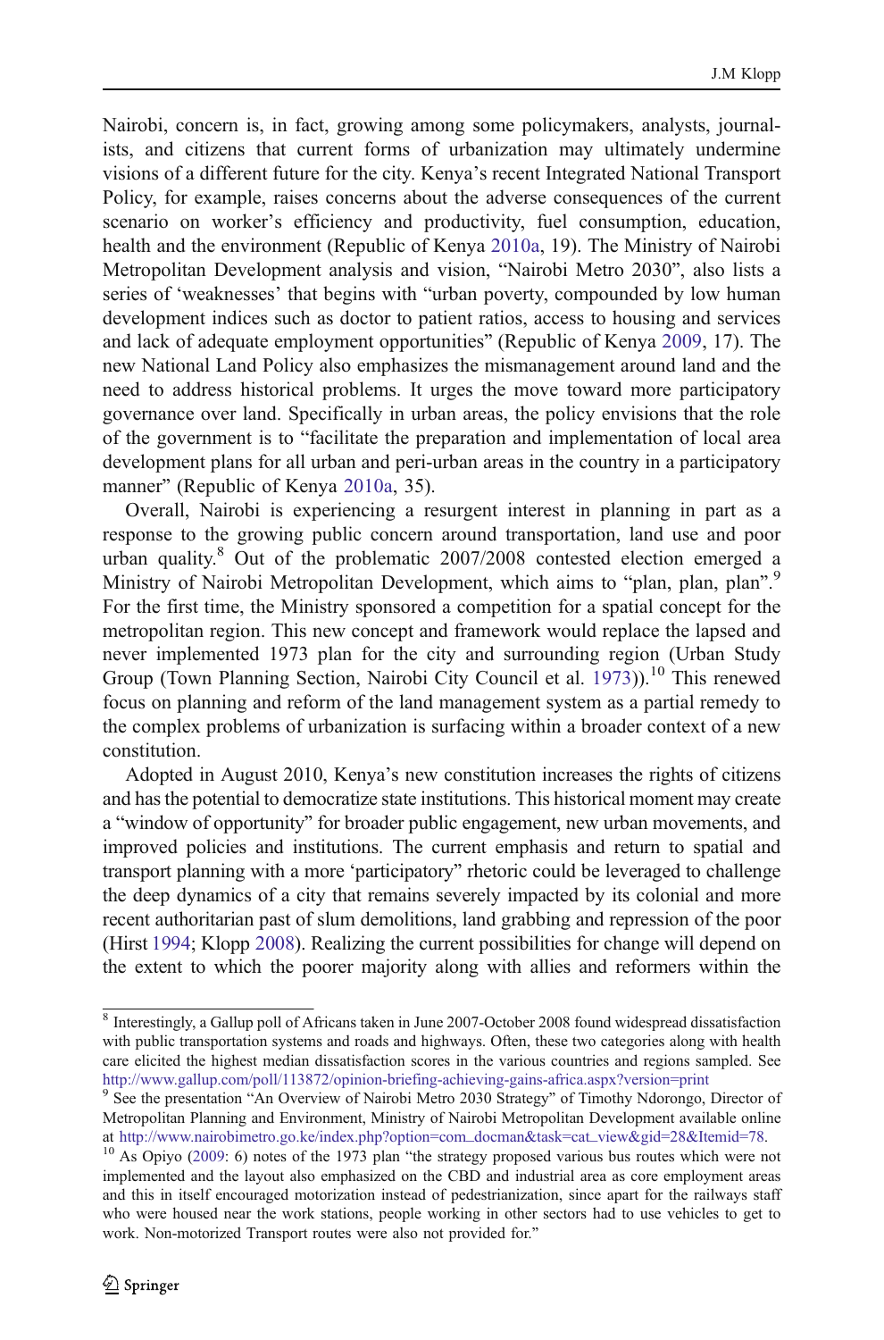Nairobi, concern is, in fact, growing among some policymakers, analysts, journalists, and citizens that current forms of urbanization may ultimately undermine visions of a different future for the city. Kenya's recent Integrated National Transport Policy, for example, raises concerns about the adverse consequences of the current scenario on worker's efficiency and productivity, fuel consumption, education, health and the environment (Republic of Kenya 2010a, 19). The Ministry of Nairobi Metropolitan Development analysis and vision, "Nairobi Metro 2030", also lists a series of 'weaknesses' that begins with "urban poverty, compounded by low human development indices such as doctor to patient ratios, access to housing and services and lack of adequate employment opportunities" (Republic of Kenya 2009, 17). The new National Land Policy also emphasizes the mismanagement around land and the need to address historical problems. It urges the move toward more participatory governance over land. Specifically in urban areas, the policy envisions that the role of the government is to "facilitate the preparation and implementation of local area development plans for all urban and peri-urban areas in the country in a participatory manner" (Republic of Kenya 2010a, 35).

Overall, Nairobi is experiencing a resurgent interest in planning in part as a response to the growing public concern around transportation, land use and poor urban quality.[8] Out of the problematic 2007/2008 contested election emerged a Ministry of Nairobi Metropolitan Development, which aims to "plan, plan, plan".[9] For the first time, the Ministry sponsored a competition for a spatial concept for the metropolitan region. This new concept and framework would replace the lapsed and never implemented 1973 plan for the city and surrounding region (Urban Study Group (Town Planning Section, Nairobi City Council et al. 1973)).[10] This renewed focus on planning and reform of the land management system as a partial remedy to the complex problems of urbanization is surfacing within a broader context of a new constitution.

Adopted in August 2010, Kenya's new constitution increases the rights of citizens and has the potential to democratize state institutions. This historical moment may create a "window of opportunity" for broader public engagement, new urban movements, and improved policies and institutions. The current emphasis and return to spatial and transport planning with a more 'participatory" rhetoric could be leveraged to challenge the deep dynamics of a city that remains severely impacted by its colonial and more recent authoritarian past of slum demolitions, land grabbing and repression of the poor (Hirst 1994; Klopp 2008). Realizing the current possibilities for change will depend on the extent to which the poorer majority along with allies and reformers within the

---

[8] Interestingly, a Gallup poll of Africans taken in June 2007-October 2008 found widespread dissatisfaction with public transportation systems and roads and highways. Often, these two categories along with health care elicited the highest median dissatisfaction scores in the various countries and regions sampled. See http://www.gallup.com/poll/113872/opinion-briefing-achieving-gains-africa.aspx?version=print

[9] See the presentation "An Overview of Nairobi Metro 2030 Strategy" of Timothy Ndorongo, Director of Metropolitan Planning and Environment, Ministry of Nairobi Metropolitan Development available online at http://www.nairobimetro.go.ke/index.php?option=com_docman&task=cat_view&gid=28&Itemid=78.

[10] As Opiyo (2009: 6) notes of the 1973 plan "the strategy proposed various bus routes which were not implemented and the layout also emphasized on the CBD and industrial area as core employment areas and this in itself encouraged motorization instead of pedestrianization, since apart for the railways staff who were housed near the work stations, people working in other sectors had to use vehicles to get to work. Non-motorized Transport routes were also not provided for."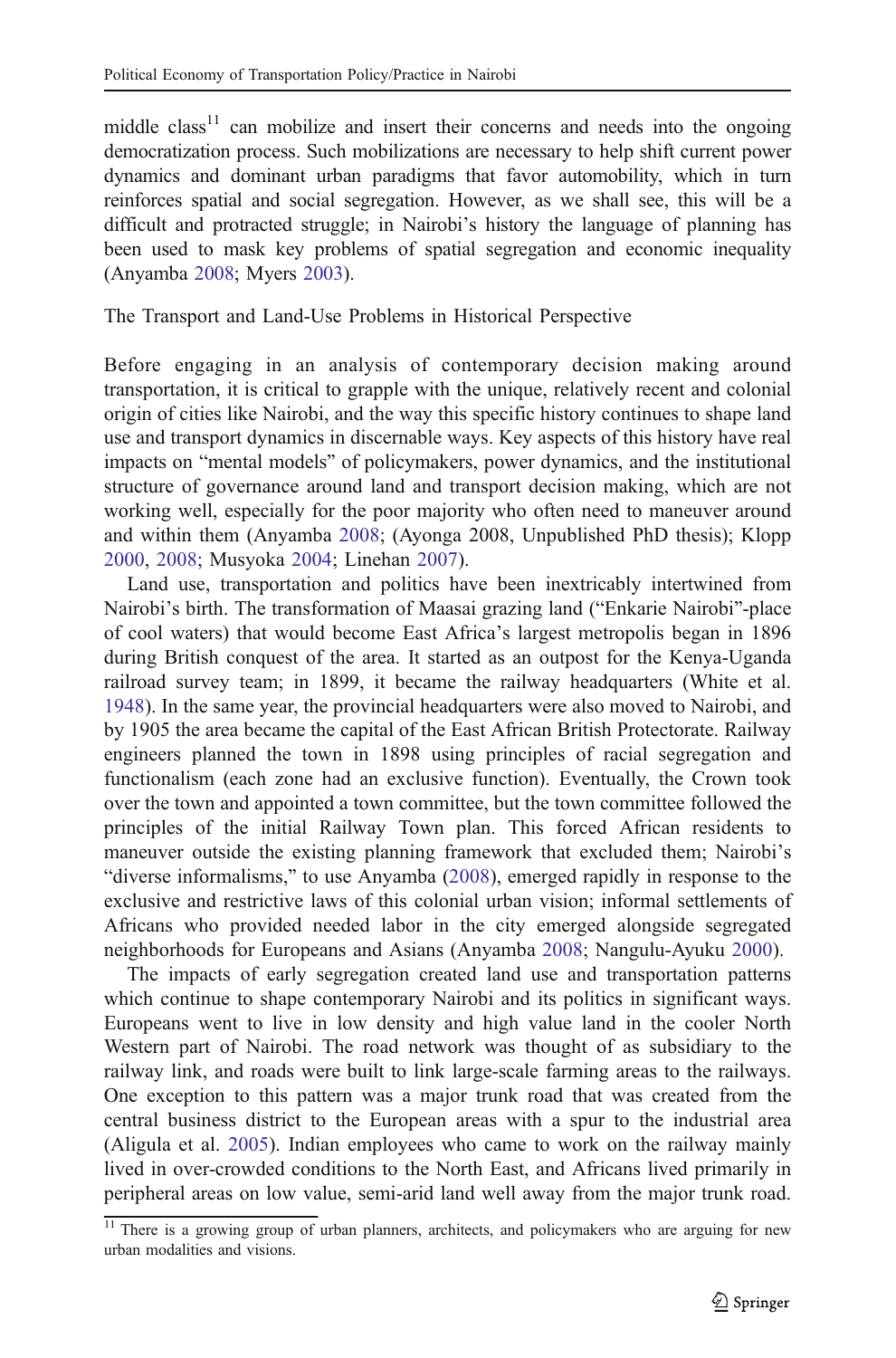middle class[11] can mobilize and insert their concerns and needs into the ongoing democratization process. Such mobilizations are necessary to help shift current power dynamics and dominant urban paradigms that favor automobility, which in turn reinforces spatial and social segregation. However, as we shall see, this will be a difficult and protracted struggle; in Nairobi's history the language of planning has been used to mask key problems of spatial segregation and economic inequality (Anyamba 2008; Myers 2003).

## The Transport and Land-Use Problems in Historical Perspective

Before engaging in an analysis of contemporary decision making around transportation, it is critical to grapple with the unique, relatively recent and colonial origin of cities like Nairobi, and the way this specific history continues to shape land use and transport dynamics in discernable ways. Key aspects of this history have real impacts on "mental models" of policymakers, power dynamics, and the institutional structure of governance around land and transport decision making, which are not working well, especially for the poor majority who often need to maneuver around and within them (Anyamba 2008; (Ayonga 2008, Unpublished PhD thesis); Klopp 2000, 2008; Musyoka 2004; Linehan 2007).

Land use, transportation and politics have been inextricably intertwined from Nairobi's birth. The transformation of Maasai grazing land ("Enkarie Nairobi"-place of cool waters) that would become East Africa's largest metropolis began in 1896 during British conquest of the area. It started as an outpost for the Kenya-Uganda railroad survey team; in 1899, it became the railway headquarters (White et al. 1948). In the same year, the provincial headquarters were also moved to Nairobi, and by 1905 the area became the capital of the East African British Protectorate. Railway engineers planned the town in 1898 using principles of racial segregation and functionalism (each zone had an exclusive function). Eventually, the Crown took over the town and appointed a town committee, but the town committee followed the principles of the initial Railway Town plan. This forced African residents to maneuver outside the existing planning framework that excluded them; Nairobi's "diverse informalisms," to use Anyamba (2008), emerged rapidly in response to the exclusive and restrictive laws of this colonial urban vision; informal settlements of Africans who provided needed labor in the city emerged alongside segregated neighborhoods for Europeans and Asians (Anyamba 2008; Nangulu-Ayuku 2000).

The impacts of early segregation created land use and transportation patterns which continue to shape contemporary Nairobi and its politics in significant ways. Europeans went to live in low density and high value land in the cooler North Western part of Nairobi. The road network was thought of as subsidiary to the railway link, and roads were built to link large-scale farming areas to the railways. One exception to this pattern was a major trunk road that was created from the central business district to the European areas with a spur to the industrial area (Aligula et al. 2005). Indian employees who came to work on the railway mainly lived in over-crowded conditions to the North East, and Africans lived primarily in peripheral areas on low value, semi-arid land well away from the major trunk road.

[11] There is a growing group of urban planners, architects, and policymakers who are arguing for new urban modalities and visions.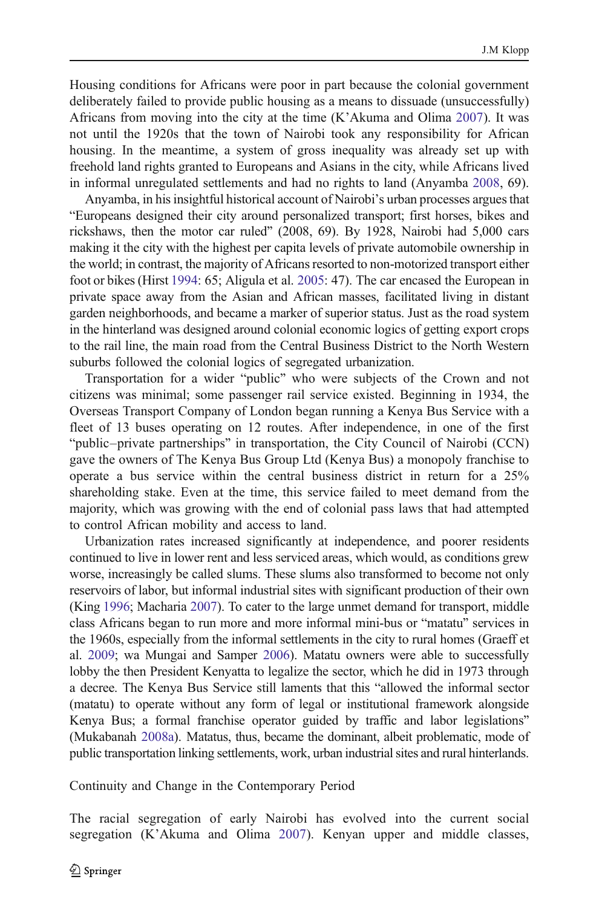Housing conditions for Africans were poor in part because the colonial government deliberately failed to provide public housing as a means to dissuade (unsuccessfully) Africans from moving into the city at the time (K'Akuma and Olima 2007). It was not until the 1920s that the town of Nairobi took any responsibility for African housing. In the meantime, a system of gross inequality was already set up with freehold land rights granted to Europeans and Asians in the city, while Africans lived in informal unregulated settlements and had no rights to land (Anyamba 2008, 69).

Anyamba, in his insightful historical account of Nairobi's urban processes argues that "Europeans designed their city around personalized transport; first horses, bikes and rickshaws, then the motor car ruled" (2008, 69). By 1928, Nairobi had 5,000 cars making it the city with the highest per capita levels of private automobile ownership in the world; in contrast, the majority of Africans resorted to non-motorized transport either foot or bikes (Hirst 1994: 65; Aligula et al. 2005: 47). The car encased the European in private space away from the Asian and African masses, facilitated living in distant garden neighborhoods, and became a marker of superior status. Just as the road system in the hinterland was designed around colonial economic logics of getting export crops to the rail line, the main road from the Central Business District to the North Western suburbs followed the colonial logics of segregated urbanization.

Transportation for a wider "public" who were subjects of the Crown and not citizens was minimal; some passenger rail service existed. Beginning in 1934, the Overseas Transport Company of London began running a Kenya Bus Service with a fleet of 13 buses operating on 12 routes. After independence, in one of the first "public–private partnerships" in transportation, the City Council of Nairobi (CCN) gave the owners of The Kenya Bus Group Ltd (Kenya Bus) a monopoly franchise to operate a bus service within the central business district in return for a 25% shareholding stake. Even at the time, this service failed to meet demand from the majority, which was growing with the end of colonial pass laws that had attempted to control African mobility and access to land.

Urbanization rates increased significantly at independence, and poorer residents continued to live in lower rent and less serviced areas, which would, as conditions grew worse, increasingly be called slums. These slums also transformed to become not only reservoirs of labor, but informal industrial sites with significant production of their own (King 1996; Macharia 2007). To cater to the large unmet demand for transport, middle class Africans began to run more and more informal mini-bus or "matatu" services in the 1960s, especially from the informal settlements in the city to rural homes (Graeff et al. 2009; wa Mungai and Samper 2006). Matatu owners were able to successfully lobby the then President Kenyatta to legalize the sector, which he did in 1973 through a decree. The Kenya Bus Service still laments that this "allowed the informal sector (matatu) to operate without any form of legal or institutional framework alongside Kenya Bus; a formal franchise operator guided by traffic and labor legislations" (Mukabanah 2008a). Matatus, thus, became the dominant, albeit problematic, mode of public transportation linking settlements, work, urban industrial sites and rural hinterlands.

## Continuity and Change in the Contemporary Period

The racial segregation of early Nairobi has evolved into the current social segregation (K'Akuma and Olima 2007). Kenyan upper and middle classes,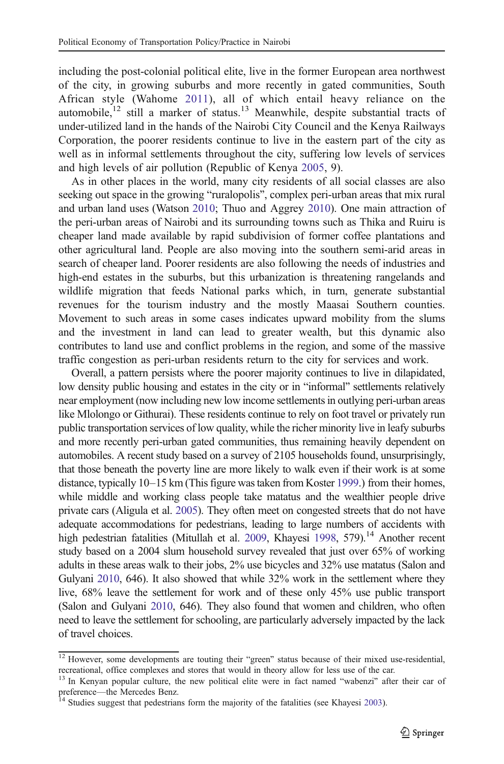including the post-colonial political elite, live in the former European area northwest of the city, in growing suburbs and more recently in gated communities, South African style (Wahome 2011), all of which entail heavy reliance on the automobile,[12] still a marker of status.[13] Meanwhile, despite substantial tracts of under-utilized land in the hands of the Nairobi City Council and the Kenya Railways Corporation, the poorer residents continue to live in the eastern part of the city as well as in informal settlements throughout the city, suffering low levels of services and high levels of air pollution (Republic of Kenya 2005, 9).

As in other places in the world, many city residents of all social classes are also seeking out space in the growing "ruralopolis", complex peri-urban areas that mix rural and urban land uses (Watson 2010; Thuo and Aggrey 2010). One main attraction of the peri-urban areas of Nairobi and its surrounding towns such as Thika and Ruiru is cheaper land made available by rapid subdivision of former coffee plantations and other agricultural land. People are also moving into the southern semi-arid areas in search of cheaper land. Poorer residents are also following the needs of industries and high-end estates in the suburbs, but this urbanization is threatening rangelands and wildlife migration that feeds National parks which, in turn, generate substantial revenues for the tourism industry and the mostly Maasai Southern counties. Movement to such areas in some cases indicates upward mobility from the slums and the investment in land can lead to greater wealth, but this dynamic also contributes to land use and conflict problems in the region, and some of the massive traffic congestion as peri-urban residents return to the city for services and work.

Overall, a pattern persists where the poorer majority continues to live in dilapidated, low density public housing and estates in the city or in "informal" settlements relatively near employment (now including new low income settlements in outlying peri-urban areas like Mlolongo or Githurai). These residents continue to rely on foot travel or privately run public transportation services of low quality, while the richer minority live in leafy suburbs and more recently peri-urban gated communities, thus remaining heavily dependent on automobiles. A recent study based on a survey of 2105 households found, unsurprisingly, that those beneath the poverty line are more likely to walk even if their work is at some distance, typically 10–15 km (This figure was taken from Koster 1999.) from their homes, while middle and working class people take matatus and the wealthier people drive private cars (Aligula et al. 2005). They often meet on congested streets that do not have adequate accommodations for pedestrians, leading to large numbers of accidents with high pedestrian fatalities (Mitullah et al. 2009, Khayesi 1998, 579).[14] Another recent study based on a 2004 slum household survey revealed that just over 65% of working adults in these areas walk to their jobs, 2% use bicycles and 32% use matatus (Salon and Gulyani 2010, 646). It also showed that while 32% work in the settlement where they live, 68% leave the settlement for work and of these only 45% use public transport (Salon and Gulyani 2010, 646). They also found that women and children, who often need to leave the settlement for schooling, are particularly adversely impacted by the lack of travel choices.

---

[12] However, some developments are touting their "green" status because of their mixed use-residential, recreational, office complexes and stores that would in theory allow for less use of the car.

[13] In Kenyan popular culture, the new political elite were in fact named "wabenzi" after their car of preference—the Mercedes Benz.

[14] Studies suggest that pedestrians form the majority of the fatalities (see Khayesi 2003).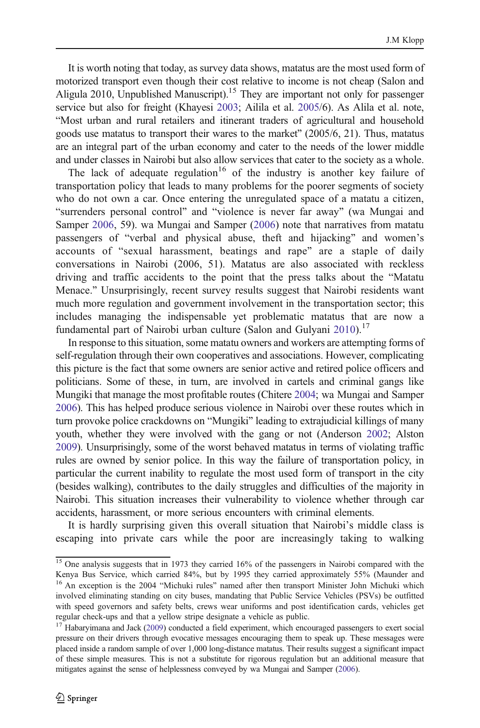It is worth noting that today, as survey data shows, matatus are the most used form of motorized transport even though their cost relative to income is not cheap (Salon and Aligula 2010, Unpublished Manuscript).[15] They are important not only for passenger service but also for freight (Khayesi 2003; Ailila et al. 2005/6). As Alila et al. note, "Most urban and rural retailers and itinerant traders of agricultural and household goods use matatus to transport their wares to the market" (2005/6, 21). Thus, matatus are an integral part of the urban economy and cater to the needs of the lower middle and under classes in Nairobi but also allow services that cater to the society as a whole.

The lack of adequate regulation[16] of the industry is another key failure of transportation policy that leads to many problems for the poorer segments of society who do not own a car. Once entering the unregulated space of a matatu a citizen, "surrenders personal control" and "violence is never far away" (wa Mungai and Samper 2006, 59). wa Mungai and Samper (2006) note that narratives from matatu passengers of "verbal and physical abuse, theft and hijacking" and women's accounts of "sexual harassment, beatings and rape" are a staple of daily conversations in Nairobi (2006, 51). Matatus are also associated with reckless driving and traffic accidents to the point that the press talks about the "Matatu Menace." Unsurprisingly, recent survey results suggest that Nairobi residents want much more regulation and government involvement in the transportation sector; this includes managing the indispensable yet problematic matatus that are now a fundamental part of Nairobi urban culture (Salon and Gulyani 2010).[17]

In response to this situation, some matatu owners and workers are attempting forms of self-regulation through their own cooperatives and associations. However, complicating this picture is the fact that some owners are senior active and retired police officers and politicians. Some of these, in turn, are involved in cartels and criminal gangs like Mungiki that manage the most profitable routes (Chitere 2004; wa Mungai and Samper 2006). This has helped produce serious violence in Nairobi over these routes which in turn provoke police crackdowns on "Mungiki" leading to extrajudicial killings of many youth, whether they were involved with the gang or not (Anderson 2002; Alston 2009). Unsurprisingly, some of the worst behaved matatus in terms of violating traffic rules are owned by senior police. In this way the failure of transportation policy, in particular the current inability to regulate the most used form of transport in the city (besides walking), contributes to the daily struggles and difficulties of the majority in Nairobi. This situation increases their vulnerability to violence whether through car accidents, harassment, or more serious encounters with criminal elements.

It is hardly surprising given this overall situation that Nairobi's middle class is escaping into private cars while the poor are increasingly taking to walking

---

[15] One analysis suggests that in 1973 they carried 16% of the passengers in Nairobi compared with the Kenya Bus Service, which carried 84%, but by 1995 they carried approximately 55% (Maunder and

[16] An exception is the 2004 "Michuki rules" named after then transport Minister John Michuki which involved eliminating standing on city buses, mandating that Public Service Vehicles (PSVs) be outfitted with speed governors and safety belts, crews wear uniforms and post identification cards, vehicles get regular check-ups and that a yellow stripe designate a vehicle as public.

[17] Habaryimana and Jack (2009) conducted a field experiment, which encouraged passengers to exert social pressure on their drivers through evocative messages encouraging them to speak up. These messages were placed inside a random sample of over 1,000 long-distance matatus. Their results suggest a significant impact of these simple measures. This is not a substitute for rigorous regulation but an additional measure that mitigates against the sense of helplessness conveyed by wa Mungai and Samper (2006).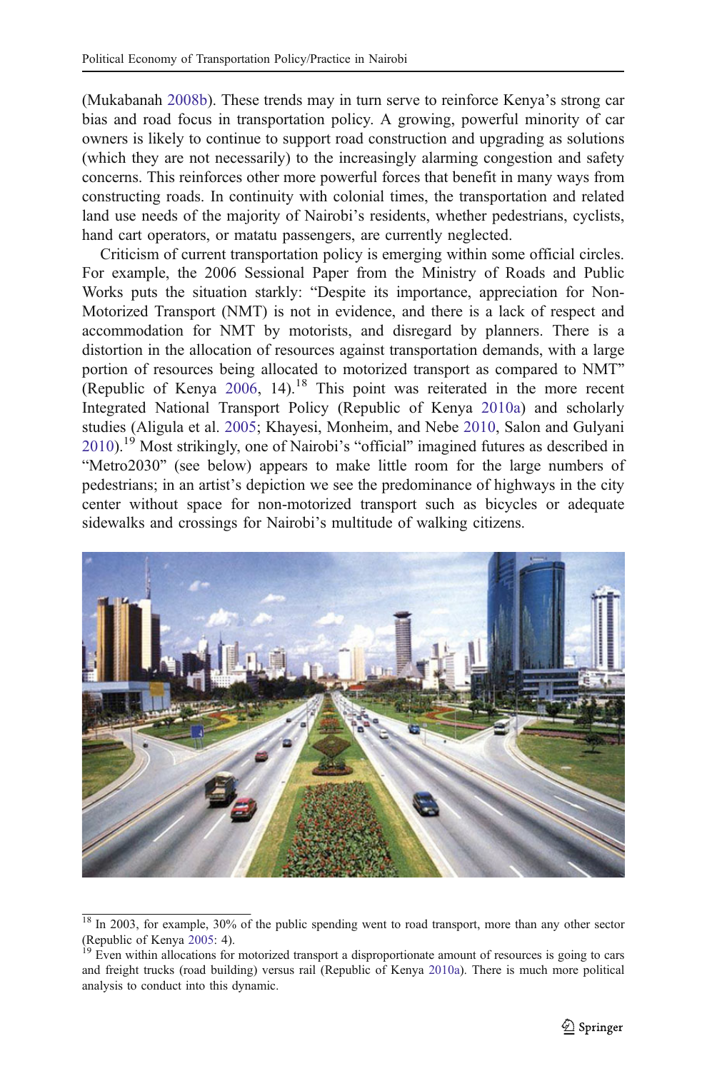(Mukabanah 2008b). These trends may in turn serve to reinforce Kenya's strong car bias and road focus in transportation policy. A growing, powerful minority of car owners is likely to continue to support road construction and upgrading as solutions (which they are not necessarily) to the increasingly alarming congestion and safety concerns. This reinforces other more powerful forces that benefit in many ways from constructing roads. In continuity with colonial times, the transportation and related land use needs of the majority of Nairobi's residents, whether pedestrians, cyclists, hand cart operators, or matatu passengers, are currently neglected.

Criticism of current transportation policy is emerging within some official circles. For example, the 2006 Sessional Paper from the Ministry of Roads and Public Works puts the situation starkly: "Despite its importance, appreciation for Non-Motorized Transport (NMT) is not in evidence, and there is a lack of respect and accommodation for NMT by motorists, and disregard by planners. There is a distortion in the allocation of resources against transportation demands, with a large portion of resources being allocated to motorized transport as compared to NMT" (Republic of Kenya 2006, 14).[18] This point was reiterated in the more recent Integrated National Transport Policy (Republic of Kenya 2010a) and scholarly studies (Aligula et al. 2005; Khayesi, Monheim, and Nebe 2010, Salon and Gulyani 2010).[19] Most strikingly, one of Nairobi's "official" imagined futures as described in "Metro2030" (see below) appears to make little room for the large numbers of pedestrians; in an artist's depiction we see the predominance of highways in the city center without space for non-motorized transport such as bicycles or adequate sidewalks and crossings for Nairobi's multitude of walking citizens.

[18] In 2003, for example, 30% of the public spending went to road transport, more than any other sector (Republic of Kenya 2005: 4).

[19] Even within allocations for motorized transport a disproportionate amount of resources is going to cars and freight trucks (road building) versus rail (Republic of Kenya 2010a). There is much more political analysis to conduct into this dynamic.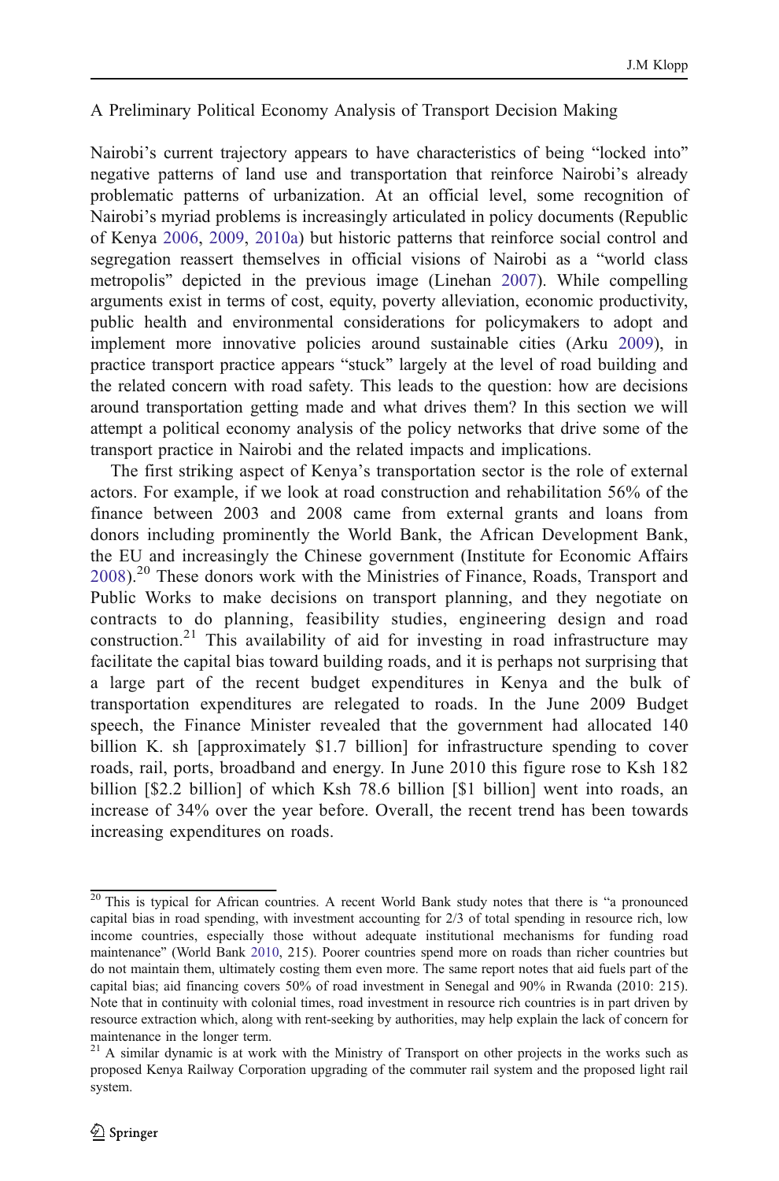## A Preliminary Political Economy Analysis of Transport Decision Making

Nairobi's current trajectory appears to have characteristics of being "locked into" negative patterns of land use and transportation that reinforce Nairobi's already problematic patterns of urbanization. At an official level, some recognition of Nairobi's myriad problems is increasingly articulated in policy documents (Republic of Kenya 2006, 2009, 2010a) but historic patterns that reinforce social control and segregation reassert themselves in official visions of Nairobi as a "world class metropolis" depicted in the previous image (Linehan 2007). While compelling arguments exist in terms of cost, equity, poverty alleviation, economic productivity, public health and environmental considerations for policymakers to adopt and implement more innovative policies around sustainable cities (Arku 2009), in practice transport practice appears "stuck" largely at the level of road building and the related concern with road safety. This leads to the question: how are decisions around transportation getting made and what drives them? In this section we will attempt a political economy analysis of the policy networks that drive some of the transport practice in Nairobi and the related impacts and implications.

The first striking aspect of Kenya's transportation sector is the role of external actors. For example, if we look at road construction and rehabilitation 56% of the finance between 2003 and 2008 came from external grants and loans from donors including prominently the World Bank, the African Development Bank, the EU and increasingly the Chinese government (Institute for Economic Affairs 2008).[20] These donors work with the Ministries of Finance, Roads, Transport and Public Works to make decisions on transport planning, and they negotiate on contracts to do planning, feasibility studies, engineering design and road construction.[21] This availability of aid for investing in road infrastructure may facilitate the capital bias toward building roads, and it is perhaps not surprising that a large part of the recent budget expenditures in Kenya and the bulk of transportation expenditures are relegated to roads. In the June 2009 Budget speech, the Finance Minister revealed that the government had allocated 140 billion K. sh [approximately $1.7 billion] for infrastructure spending to cover roads, rail, ports, broadband and energy. In June 2010 this figure rose to Ksh 182 billion [$2.2 billion] of which Ksh 78.6 billion [$1 billion] went into roads, an increase of 34% over the year before. Overall, the recent trend has been towards increasing expenditures on roads.

---

[20] This is typical for African countries. A recent World Bank study notes that there is "a pronounced capital bias in road spending, with investment accounting for 2/3 of total spending in resource rich, low income countries, especially those without adequate institutional mechanisms for funding road maintenance" (World Bank 2010, 215). Poorer countries spend more on roads than richer countries but do not maintain them, ultimately costing them even more. The same report notes that aid fuels part of the capital bias; aid financing covers 50% of road investment in Senegal and 90% in Rwanda (2010: 215). Note that in continuity with colonial times, road investment in resource rich countries is in part driven by resource extraction which, along with rent-seeking by authorities, may help explain the lack of concern for maintenance in the longer term.

[21] A similar dynamic is at work with the Ministry of Transport on other projects in the works such as proposed Kenya Railway Corporation upgrading of the commuter rail system and the proposed light rail system.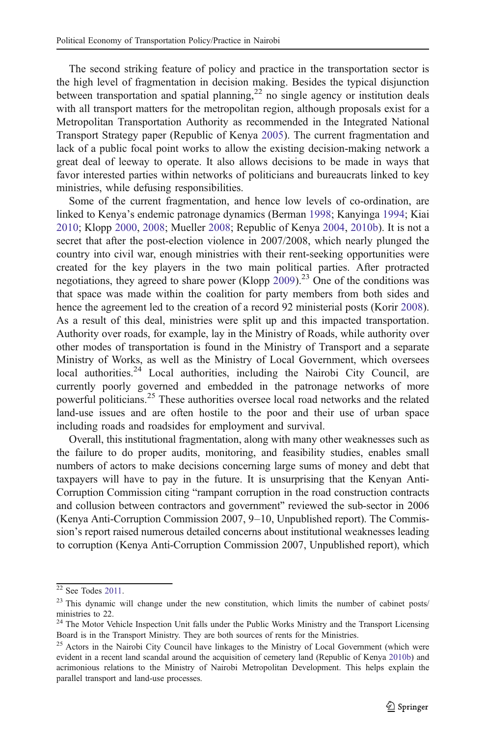The second striking feature of policy and practice in the transportation sector is the high level of fragmentation in decision making. Besides the typical disjunction between transportation and spatial planning,[22] no single agency or institution deals with all transport matters for the metropolitan region, although proposals exist for a Metropolitan Transportation Authority as recommended in the Integrated National Transport Strategy paper (Republic of Kenya 2005). The current fragmentation and lack of a public focal point works to allow the existing decision-making network a great deal of leeway to operate. It also allows decisions to be made in ways that favor interested parties within networks of politicians and bureaucrats linked to key ministries, while defusing responsibilities.

Some of the current fragmentation, and hence low levels of co-ordination, are linked to Kenya's endemic patronage dynamics (Berman 1998; Kanyinga 1994; Kiai 2010; Klopp 2000, 2008; Mueller 2008; Republic of Kenya 2004, 2010b). It is not a secret that after the post-election violence in 2007/2008, which nearly plunged the country into civil war, enough ministries with their rent-seeking opportunities were created for the key players in the two main political parties. After protracted negotiations, they agreed to share power (Klopp 2009).[23] One of the conditions was that space was made within the coalition for party members from both sides and hence the agreement led to the creation of a record 92 ministerial posts (Korir 2008). As a result of this deal, ministries were split up and this impacted transportation. Authority over roads, for example, lay in the Ministry of Roads, while authority over other modes of transportation is found in the Ministry of Transport and a separate Ministry of Works, as well as the Ministry of Local Government, which oversees local authorities.[24] Local authorities, including the Nairobi City Council, are currently poorly governed and embedded in the patronage networks of more powerful politicians.[25] These authorities oversee local road networks and the related land-use issues and are often hostile to the poor and their use of urban space including roads and roadsides for employment and survival.

Overall, this institutional fragmentation, along with many other weaknesses such as the failure to do proper audits, monitoring, and feasibility studies, enables small numbers of actors to make decisions concerning large sums of money and debt that taxpayers will have to pay in the future. It is unsurprising that the Kenyan Anti-Corruption Commission citing "rampant corruption in the road construction contracts and collusion between contractors and government" reviewed the sub-sector in 2006 (Kenya Anti-Corruption Commission 2007, 9–10, Unpublished report). The Commission's report raised numerous detailed concerns about institutional weaknesses leading to corruption (Kenya Anti-Corruption Commission 2007, Unpublished report), which

---

[22] See Todes 2011.

[23] This dynamic will change under the new constitution, which limits the number of cabinet posts/ministries to 22.

[24] The Motor Vehicle Inspection Unit falls under the Public Works Ministry and the Transport Licensing Board is in the Transport Ministry. They are both sources of rents for the Ministries.

[25] Actors in the Nairobi City Council have linkages to the Ministry of Local Government (which were evident in a recent land scandal around the acquisition of cemetery land (Republic of Kenya 2010b) and acrimonious relations to the Ministry of Nairobi Metropolitan Development. This helps explain the parallel transport and land-use processes.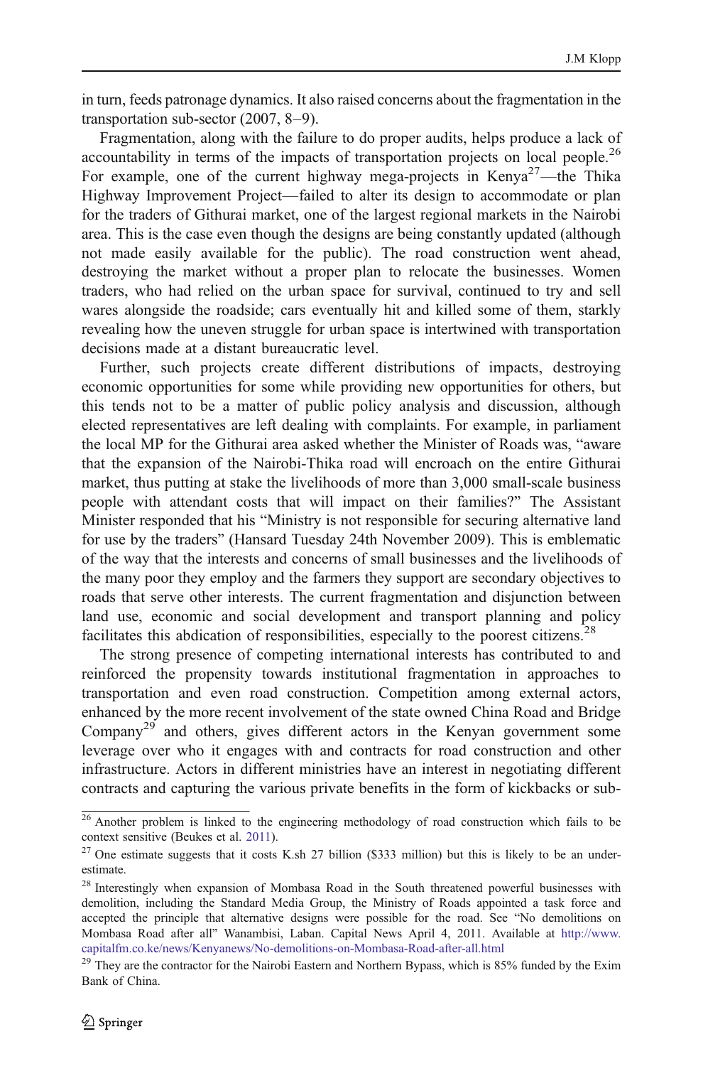in turn, feeds patronage dynamics. It also raised concerns about the fragmentation in the transportation sub-sector (2007, 8–9).

Fragmentation, along with the failure to do proper audits, helps produce a lack of accountability in terms of the impacts of transportation projects on local people.[26] For example, one of the current highway mega-projects in Kenya[27]—the Thika Highway Improvement Project—failed to alter its design to accommodate or plan for the traders of Githurai market, one of the largest regional markets in the Nairobi area. This is the case even though the designs are being constantly updated (although not made easily available for the public). The road construction went ahead, destroying the market without a proper plan to relocate the businesses. Women traders, who had relied on the urban space for survival, continued to try and sell wares alongside the roadside; cars eventually hit and killed some of them, starkly revealing how the uneven struggle for urban space is intertwined with transportation decisions made at a distant bureaucratic level.

Further, such projects create different distributions of impacts, destroying economic opportunities for some while providing new opportunities for others, but this tends not to be a matter of public policy analysis and discussion, although elected representatives are left dealing with complaints. For example, in parliament the local MP for the Githurai area asked whether the Minister of Roads was, "aware that the expansion of the Nairobi-Thika road will encroach on the entire Githurai market, thus putting at stake the livelihoods of more than 3,000 small-scale business people with attendant costs that will impact on their families?" The Assistant Minister responded that his "Ministry is not responsible for securing alternative land for use by the traders" (Hansard Tuesday 24th November 2009). This is emblematic of the way that the interests and concerns of small businesses and the livelihoods of the many poor they employ and the farmers they support are secondary objectives to roads that serve other interests. The current fragmentation and disjunction between land use, economic and social development and transport planning and policy facilitates this abdication of responsibilities, especially to the poorest citizens.[28]

The strong presence of competing international interests has contributed to and reinforced the propensity towards institutional fragmentation in approaches to transportation and even road construction. Competition among external actors, enhanced by the more recent involvement of the state owned China Road and Bridge Company[29] and others, gives different actors in the Kenyan government some leverage over who it engages with and contracts for road construction and other infrastructure. Actors in different ministries have an interest in negotiating different contracts and capturing the various private benefits in the form of kickbacks or sub-

---

[26] Another problem is linked to the engineering methodology of road construction which fails to be context sensitive (Beukes et al. 2011).

[27] One estimate suggests that it costs K.sh 27 billion ($333 million) but this is likely to be an under-estimate.

[28] Interestingly when expansion of Mombasa Road in the South threatened powerful businesses with demolition, including the Standard Media Group, the Ministry of Roads appointed a task force and accepted the principle that alternative designs were possible for the road. See "No demolitions on Mombasa Road after all" Wanambisi, Laban. Capital News April 4, 2011. Available at http://www.capitalfm.co.ke/news/Kenyanews/No-demolitions-on-Mombasa-Road-after-all.html

[29] They are the contractor for the Nairobi Eastern and Northern Bypass, which is 85% funded by the Exim Bank of China.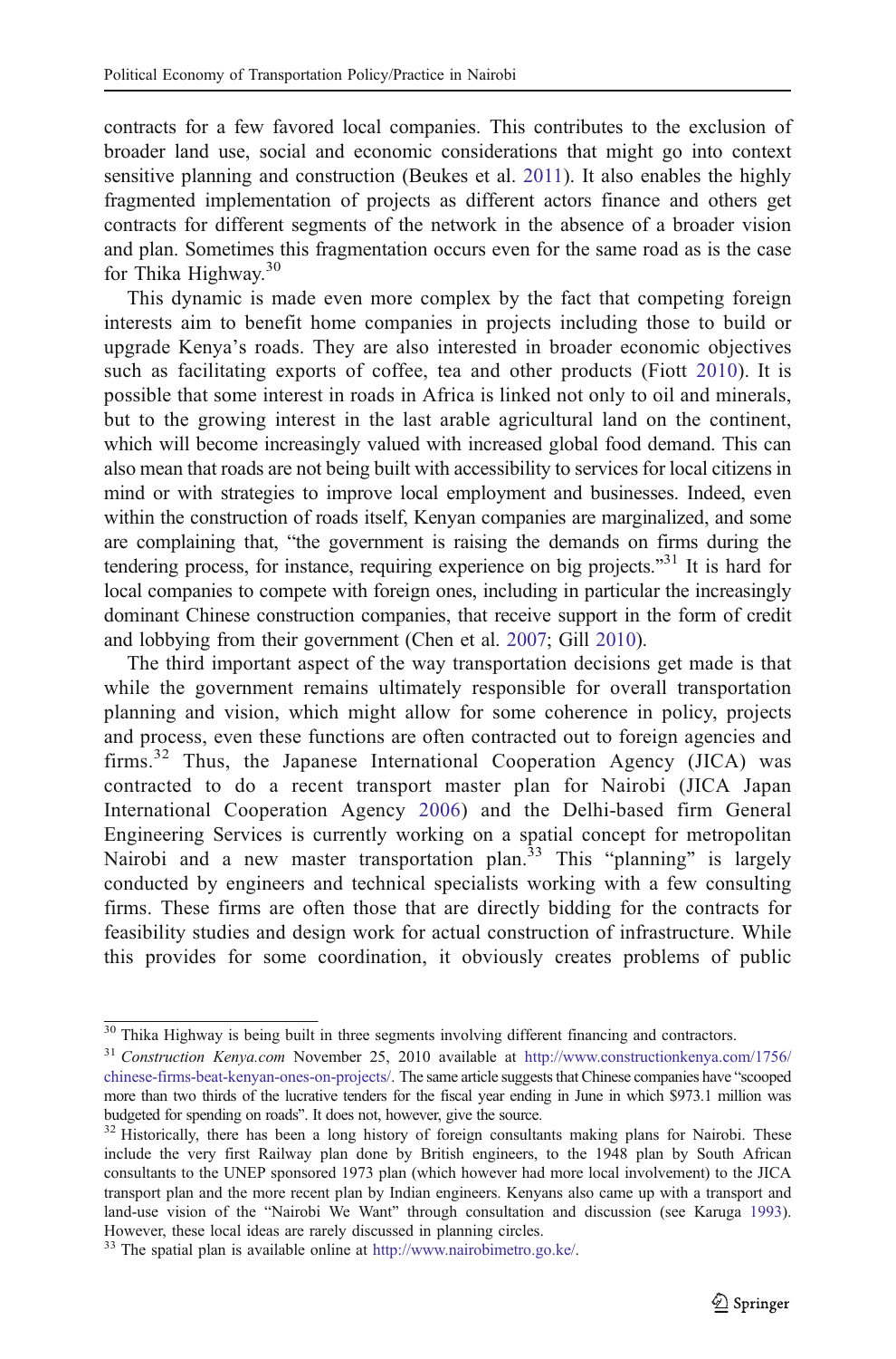contracts for a few favored local companies. This contributes to the exclusion of broader land use, social and economic considerations that might go into context sensitive planning and construction (Beukes et al. 2011). It also enables the highly fragmented implementation of projects as different actors finance and others get contracts for different segments of the network in the absence of a broader vision and plan. Sometimes this fragmentation occurs even for the same road as is the case for Thika Highway.[30]

This dynamic is made even more complex by the fact that competing foreign interests aim to benefit home companies in projects including those to build or upgrade Kenya's roads. They are also interested in broader economic objectives such as facilitating exports of coffee, tea and other products (Fiott 2010). It is possible that some interest in roads in Africa is linked not only to oil and minerals, but to the growing interest in the last arable agricultural land on the continent, which will become increasingly valued with increased global food demand. This can also mean that roads are not being built with accessibility to services for local citizens in mind or with strategies to improve local employment and businesses. Indeed, even within the construction of roads itself, Kenyan companies are marginalized, and some are complaining that, "the government is raising the demands on firms during the tendering process, for instance, requiring experience on big projects."[31] It is hard for local companies to compete with foreign ones, including in particular the increasingly dominant Chinese construction companies, that receive support in the form of credit and lobbying from their government (Chen et al. 2007; Gill 2010).

The third important aspect of the way transportation decisions get made is that while the government remains ultimately responsible for overall transportation planning and vision, which might allow for some coherence in policy, projects and process, even these functions are often contracted out to foreign agencies and firms.[32] Thus, the Japanese International Cooperation Agency (JICA) was contracted to do a recent transport master plan for Nairobi (JICA Japan International Cooperation Agency 2006) and the Delhi-based firm General Engineering Services is currently working on a spatial concept for metropolitan Nairobi and a new master transportation plan.[33] This "planning" is largely conducted by engineers and technical specialists working with a few consulting firms. These firms are often those that are directly bidding for the contracts for feasibility studies and design work for actual construction of infrastructure. While this provides for some coordination, it obviously creates problems of public

---

[30] Thika Highway is being built in three segments involving different financing and contractors.

[31] *Construction Kenya.com* November 25, 2010 available at http://www.constructionkenya.com/1756/chinese-firms-beat-kenyan-ones-on-projects/. The same article suggests that Chinese companies have "scooped more than two thirds of the lucrative tenders for the fiscal year ending in June in which $973.1 million was budgeted for spending on roads". It does not, however, give the source.

[32] Historically, there has been a long history of foreign consultants making plans for Nairobi. These include the very first Railway plan done by British engineers, to the 1948 plan by South African consultants to the UNEP sponsored 1973 plan (which however had more local involvement) to the JICA transport plan and the more recent plan by Indian engineers. Kenyans also came up with a transport and land-use vision of the "Nairobi We Want" through consultation and discussion (see Karuga 1993). However, these local ideas are rarely discussed in planning circles.

[33] The spatial plan is available online at http://www.nairobimetro.go.ke/.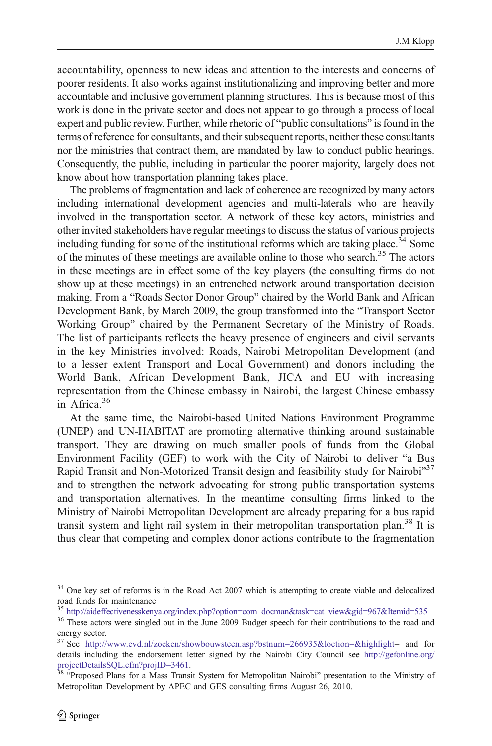accountability, openness to new ideas and attention to the interests and concerns of poorer residents. It also works against institutionalizing and improving better and more accountable and inclusive government planning structures. This is because most of this work is done in the private sector and does not appear to go through a process of local expert and public review. Further, while rhetoric of "public consultations" is found in the terms of reference for consultants, and their subsequent reports, neither these consultants nor the ministries that contract them, are mandated by law to conduct public hearings. Consequently, the public, including in particular the poorer majority, largely does not know about how transportation planning takes place.

The problems of fragmentation and lack of coherence are recognized by many actors including international development agencies and multi-laterals who are heavily involved in the transportation sector. A network of these key actors, ministries and other invited stakeholders have regular meetings to discuss the status of various projects including funding for some of the institutional reforms which are taking place.[34] Some of the minutes of these meetings are available online to those who search.[35] The actors in these meetings are in effect some of the key players (the consulting firms do not show up at these meetings) in an entrenched network around transportation decision making. From a "Roads Sector Donor Group" chaired by the World Bank and African Development Bank, by March 2009, the group transformed into the "Transport Sector Working Group" chaired by the Permanent Secretary of the Ministry of Roads. The list of participants reflects the heavy presence of engineers and civil servants in the key Ministries involved: Roads, Nairobi Metropolitan Development (and to a lesser extent Transport and Local Government) and donors including the World Bank, African Development Bank, JICA and EU with increasing representation from the Chinese embassy in Nairobi, the largest Chinese embassy in Africa.[36]

At the same time, the Nairobi-based United Nations Environment Programme (UNEP) and UN-HABITAT are promoting alternative thinking around sustainable transport. They are drawing on much smaller pools of funds from the Global Environment Facility (GEF) to work with the City of Nairobi to deliver "a Bus Rapid Transit and Non-Motorized Transit design and feasibility study for Nairobi"[37] and to strengthen the network advocating for strong public transportation systems and transportation alternatives. In the meantime consulting firms linked to the Ministry of Nairobi Metropolitan Development are already preparing for a bus rapid transit system and light rail system in their metropolitan transportation plan.[38] It is thus clear that competing and complex donor actions contribute to the fragmentation

---

[34] One key set of reforms is in the Road Act 2007 which is attempting to create viable and delocalized road funds for maintenance

[35] http://aideffectivenesskenya.org/index.php?option=com_docman&task=cat_view&gid=967&Itemid=535

[36] These actors were singled out in the June 2009 Budget speech for their contributions to the road and energy sector.

[37] See http://www.evd.nl/zoeken/showbouwsteen.asp?bstnum=266935&loction=&highlight= and for details including the endorsement letter signed by the Nairobi City Council see http://gefonline.org/projectDetailsSQL.cfm?projID=3461.

[38] "Proposed Plans for a Mass Transit System for Metropolitan Nairobi" presentation to the Ministry of Metropolitan Development by APEC and GES consulting firms August 26, 2010.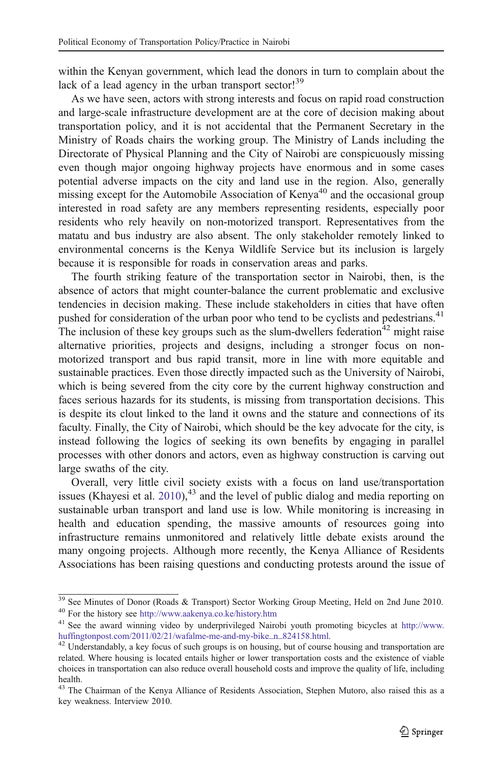within the Kenyan government, which lead the donors in turn to complain about the lack of a lead agency in the urban transport sector![39]

As we have seen, actors with strong interests and focus on rapid road construction and large-scale infrastructure development are at the core of decision making about transportation policy, and it is not accidental that the Permanent Secretary in the Ministry of Roads chairs the working group. The Ministry of Lands including the Directorate of Physical Planning and the City of Nairobi are conspicuously missing even though major ongoing highway projects have enormous and in some cases potential adverse impacts on the city and land use in the region. Also, generally missing except for the Automobile Association of Kenya[40] and the occasional group interested in road safety are any members representing residents, especially poor residents who rely heavily on non-motorized transport. Representatives from the matatu and bus industry are also absent. The only stakeholder remotely linked to environmental concerns is the Kenya Wildlife Service but its inclusion is largely because it is responsible for roads in conservation areas and parks.

The fourth striking feature of the transportation sector in Nairobi, then, is the absence of actors that might counter-balance the current problematic and exclusive tendencies in decision making. These include stakeholders in cities that have often pushed for consideration of the urban poor who tend to be cyclists and pedestrians.[41] The inclusion of these key groups such as the slum-dwellers federation[42] might raise alternative priorities, projects and designs, including a stronger focus on non-motorized transport and bus rapid transit, more in line with more equitable and sustainable practices. Even those directly impacted such as the University of Nairobi, which is being severed from the city core by the current highway construction and faces serious hazards for its students, is missing from transportation decisions. This is despite its clout linked to the land it owns and the stature and connections of its faculty. Finally, the City of Nairobi, which should be the key advocate for the city, is instead following the logics of seeking its own benefits by engaging in parallel processes with other donors and actors, even as highway construction is carving out large swaths of the city.

Overall, very little civil society exists with a focus on land use/transportation issues (Khayesi et al. 2010),[43] and the level of public dialog and media reporting on sustainable urban transport and land use is low. While monitoring is increasing in health and education spending, the massive amounts of resources going into infrastructure remains unmonitored and relatively little debate exists around the many ongoing projects. Although more recently, the Kenya Alliance of Residents Associations has been raising questions and conducting protests around the issue of

---

[39] See Minutes of Donor (Roads & Transport) Sector Working Group Meeting, Held on 2nd June 2010.

[40] For the history see http://www.aakenya.co.ke/history.htm

[41] See the award winning video by underprivileged Nairobi youth promoting bicycles at http://www.huffingtonpost.com/2011/02/21/wafalme-me-and-my-bike_n_824158.html.

[42] Understandably, a key focus of such groups is on housing, but of course housing and transportation are related. Where housing is located entails higher or lower transportation costs and the existence of viable choices in transportation can also reduce overall household costs and improve the quality of life, including health.

[43] The Chairman of the Kenya Alliance of Residents Association, Stephen Mutoro, also raised this as a key weakness. Interview 2010.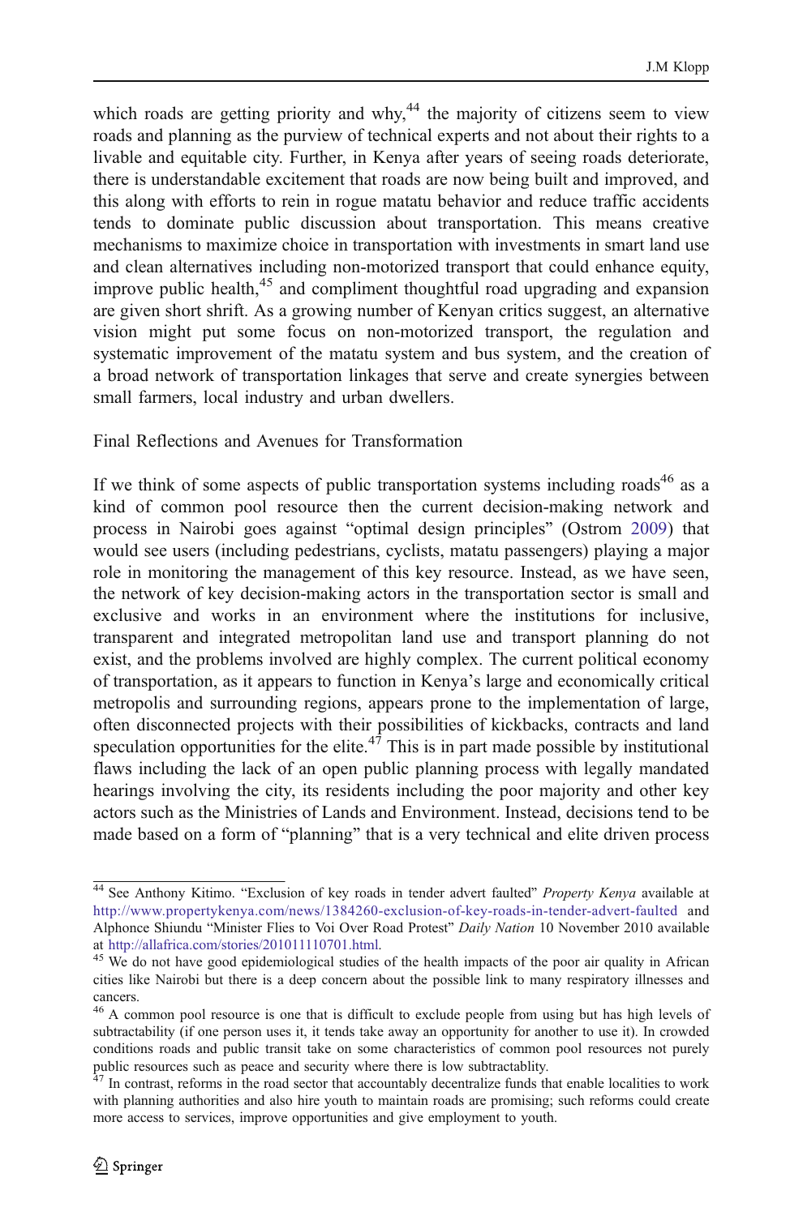which roads are getting priority and why,[44] the majority of citizens seem to view roads and planning as the purview of technical experts and not about their rights to a livable and equitable city. Further, in Kenya after years of seeing roads deteriorate, there is understandable excitement that roads are now being built and improved, and this along with efforts to rein in rogue matatu behavior and reduce traffic accidents tends to dominate public discussion about transportation. This means creative mechanisms to maximize choice in transportation with investments in smart land use and clean alternatives including non-motorized transport that could enhance equity, improve public health,[45] and compliment thoughtful road upgrading and expansion are given short shrift. As a growing number of Kenyan critics suggest, an alternative vision might put some focus on non-motorized transport, the regulation and systematic improvement of the matatu system and bus system, and the creation of a broad network of transportation linkages that serve and create synergies between small farmers, local industry and urban dwellers.

## Final Reflections and Avenues for Transformation

If we think of some aspects of public transportation systems including roads[46] as a kind of common pool resource then the current decision-making network and process in Nairobi goes against "optimal design principles" (Ostrom 2009) that would see users (including pedestrians, cyclists, matatu passengers) playing a major role in monitoring the management of this key resource. Instead, as we have seen, the network of key decision-making actors in the transportation sector is small and exclusive and works in an environment where the institutions for inclusive, transparent and integrated metropolitan land use and transport planning do not exist, and the problems involved are highly complex. The current political economy of transportation, as it appears to function in Kenya's large and economically critical metropolis and surrounding regions, appears prone to the implementation of large, often disconnected projects with their possibilities of kickbacks, contracts and land speculation opportunities for the elite.[47] This is in part made possible by institutional flaws including the lack of an open public planning process with legally mandated hearings involving the city, its residents including the poor majority and other key actors such as the Ministries of Lands and Environment. Instead, decisions tend to be made based on a form of "planning" that is a very technical and elite driven process

---

[44] See Anthony Kitimo. "Exclusion of key roads in tender advert faulted" *Property Kenya* available at http://www.propertykenya.com/news/1384260-exclusion-of-key-roads-in-tender-advert-faulted and Alphonce Shiundu "Minister Flies to Voi Over Road Protest" *Daily Nation* 10 November 2010 available at http://allafrica.com/stories/201011110701.html.

[45] We do not have good epidemiological studies of the health impacts of the poor air quality in African cities like Nairobi but there is a deep concern about the possible link to many respiratory illnesses and cancers.

[46] A common pool resource is one that is difficult to exclude people from using but has high levels of subtractability (if one person uses it, it tends take away an opportunity for another to use it). In crowded conditions roads and public transit take on some characteristics of common pool resources not purely public resources such as peace and security where there is low subtractablity.

[47] In contrast, reforms in the road sector that accountably decentralize funds that enable localities to work with planning authorities and also hire youth to maintain roads are promising; such reforms could create more access to services, improve opportunities and give employment to youth.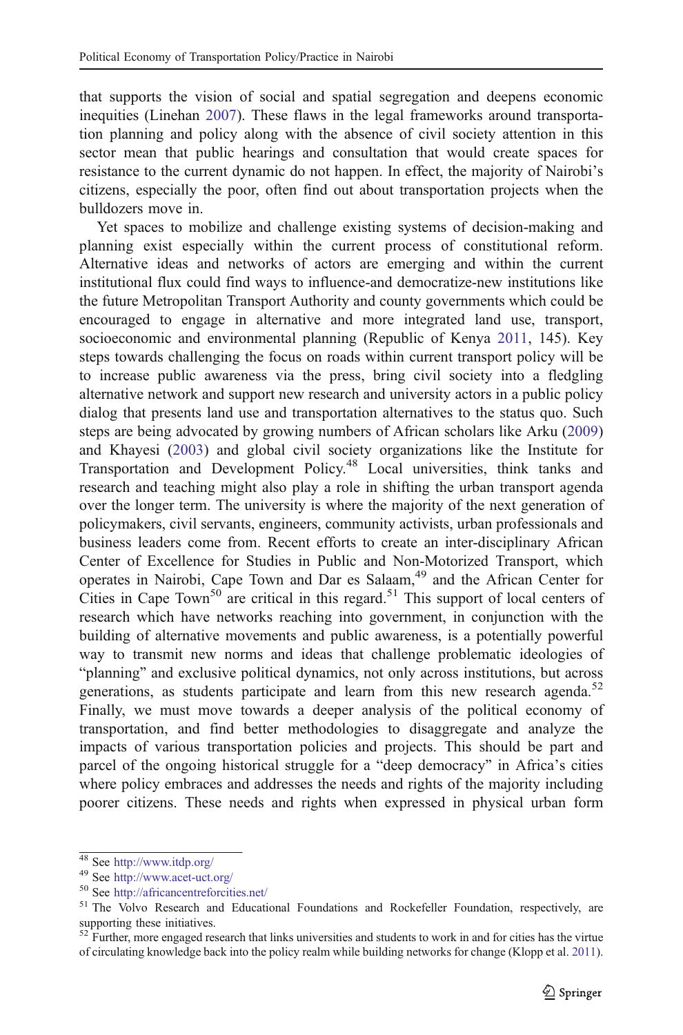that supports the vision of social and spatial segregation and deepens economic inequities (Linehan 2007). These flaws in the legal frameworks around transportation planning and policy along with the absence of civil society attention in this sector mean that public hearings and consultation that would create spaces for resistance to the current dynamic do not happen. In effect, the majority of Nairobi's citizens, especially the poor, often find out about transportation projects when the bulldozers move in.

Yet spaces to mobilize and challenge existing systems of decision-making and planning exist especially within the current process of constitutional reform. Alternative ideas and networks of actors are emerging and within the current institutional flux could find ways to influence-and democratize-new institutions like the future Metropolitan Transport Authority and county governments which could be encouraged to engage in alternative and more integrated land use, transport, socioeconomic and environmental planning (Republic of Kenya 2011, 145). Key steps towards challenging the focus on roads within current transport policy will be to increase public awareness via the press, bring civil society into a fledgling alternative network and support new research and university actors in a public policy dialog that presents land use and transportation alternatives to the status quo. Such steps are being advocated by growing numbers of African scholars like Arku (2009) and Khayesi (2003) and global civil society organizations like the Institute for Transportation and Development Policy.[48] Local universities, think tanks and research and teaching might also play a role in shifting the urban transport agenda over the longer term. The university is where the majority of the next generation of policymakers, civil servants, engineers, community activists, urban professionals and business leaders come from. Recent efforts to create an inter-disciplinary African Center of Excellence for Studies in Public and Non-Motorized Transport, which operates in Nairobi, Cape Town and Dar es Salaam,[49] and the African Center for Cities in Cape Town[50] are critical in this regard.[51] This support of local centers of research which have networks reaching into government, in conjunction with the building of alternative movements and public awareness, is a potentially powerful way to transmit new norms and ideas that challenge problematic ideologies of "planning" and exclusive political dynamics, not only across institutions, but across generations, as students participate and learn from this new research agenda.[52] Finally, we must move towards a deeper analysis of the political economy of transportation, and find better methodologies to disaggregate and analyze the impacts of various transportation policies and projects. This should be part and parcel of the ongoing historical struggle for a "deep democracy" in Africa's cities where policy embraces and addresses the needs and rights of the majority including poorer citizens. These needs and rights when expressed in physical urban form

---

[48] See http://www.itdp.org/

[49] See http://www.acet-uct.org/

[50] See http://africancentreforcities.net/

[51] The Volvo Research and Educational Foundations and Rockefeller Foundation, respectively, are supporting these initiatives.

[52] Further, more engaged research that links universities and students to work in and for cities has the virtue of circulating knowledge back into the policy realm while building networks for change (Klopp et al. 2011).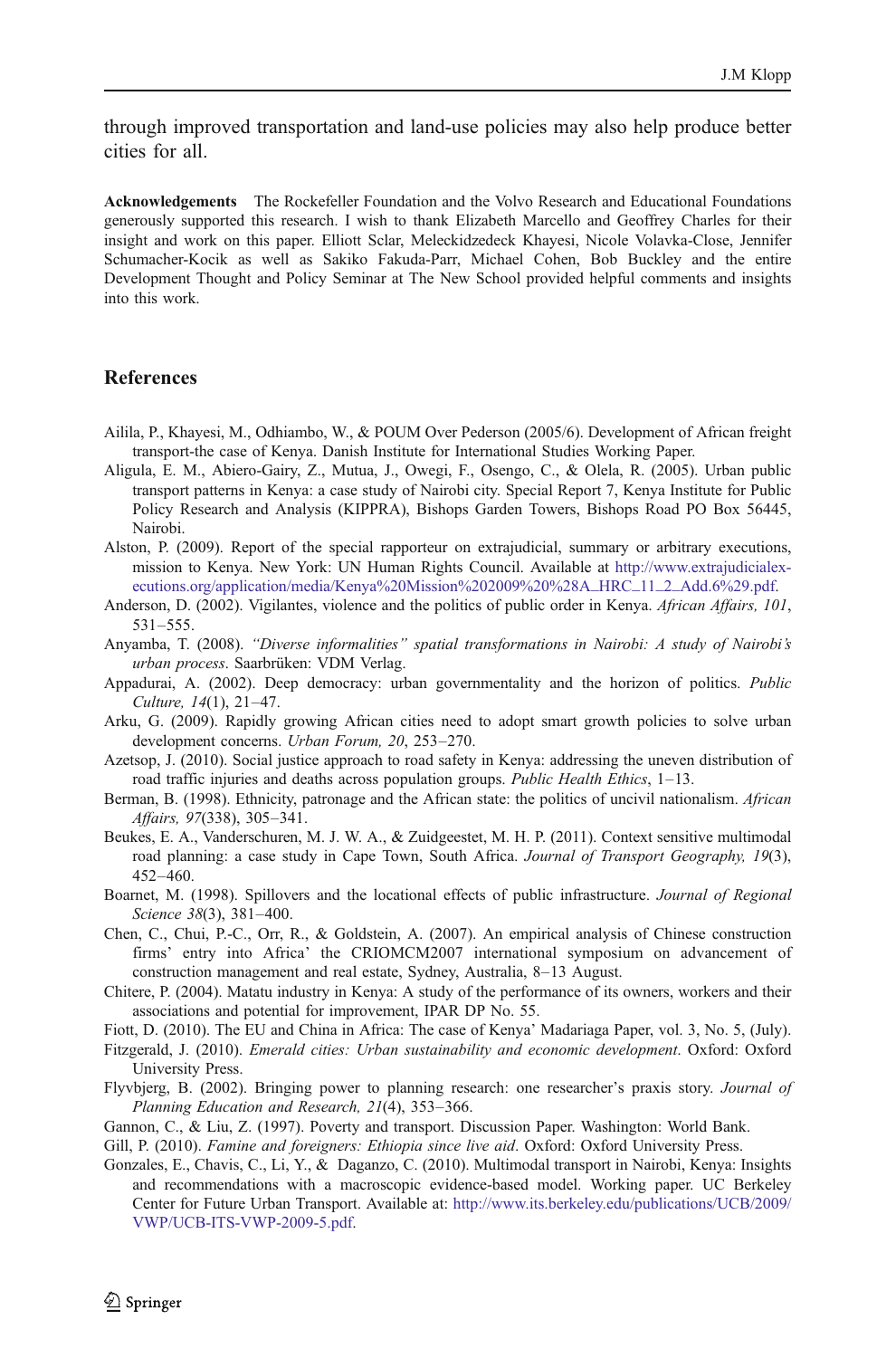through improved transportation and land-use policies may also help produce better cities for all.

**Acknowledgements** The Rockefeller Foundation and the Volvo Research and Educational Foundations generously supported this research. I wish to thank Elizabeth Marcello and Geoffrey Charles for their insight and work on this paper. Elliott Sclar, Meleckidzedeck Khayesi, Nicole Volavka-Close, Jennifer Schumacher-Kocik as well as Sakiko Fakuda-Parr, Michael Cohen, Bob Buckley and the entire Development Thought and Policy Seminar at The New School provided helpful comments and insights into this work.

## References

Ailila, P., Khayesi, M., Odhiambo, W., & POUM Over Pederson (2005/6). Development of African freight transport-the case of Kenya. Danish Institute for International Studies Working Paper.

Aligula, E. M., Abiero-Gairy, Z., Mutua, J., Owegi, F., Osengo, C., & Olela, R. (2005). Urban public transport patterns in Kenya: a case study of Nairobi city. Special Report 7, Kenya Institute for Public Policy Research and Analysis (KIPPRA), Bishops Garden Towers, Bishops Road PO Box 56445, Nairobi.

Alston, P. (2009). Report of the special rapporteur on extrajudicial, summary or arbitrary executions, mission to Kenya. New York: UN Human Rights Council. Available at http://www.extrajudicialexecutions.org/application/media/Kenya%20Mission%202009%20%28A_HRC_11_2_Add.6%29.pdf.

Anderson, D. (2002). Vigilantes, violence and the politics of public order in Kenya. *African Affairs, 101*, 531–555.

Anyamba, T. (2008). *"Diverse informalities" spatial transformations in Nairobi: A study of Nairobi's urban process*. Saarbrüken: VDM Verlag.

Appadurai, A. (2002). Deep democracy: urban governmentality and the horizon of politics. *Public Culture, 14*(1), 21–47.

Arku, G. (2009). Rapidly growing African cities need to adopt smart growth policies to solve urban development concerns. *Urban Forum, 20*, 253–270.

Azetsop, J. (2010). Social justice approach to road safety in Kenya: addressing the uneven distribution of road traffic injuries and deaths across population groups. *Public Health Ethics*, 1–13.

Berman, B. (1998). Ethnicity, patronage and the African state: the politics of uncivil nationalism. *African Affairs, 97*(338), 305–341.

Beukes, E. A., Vanderschuren, M. J. W. A., & Zuidgeestet, M. H. P. (2011). Context sensitive multimodal road planning: a case study in Cape Town, South Africa. *Journal of Transport Geography, 19*(3), 452–460.

Boarnet, M. (1998). Spillovers and the locational effects of public infrastructure. *Journal of Regional Science 38*(3), 381–400.

Chen, C., Chui, P.-C., Orr, R., & Goldstein, A. (2007). An empirical analysis of Chinese construction firms' entry into Africa' the CRIOMCM2007 international symposium on advancement of construction management and real estate, Sydney, Australia, 8–13 August.

Chitere, P. (2004). Matatu industry in Kenya: A study of the performance of its owners, workers and their associations and potential for improvement, IPAR DP No. 55.

Fiott, D. (2010). The EU and China in Africa: The case of Kenya' Madariaga Paper, vol. 3, No. 5, (July).

Fitzgerald, J. (2010). *Emerald cities: Urban sustainability and economic development*. Oxford: Oxford University Press.

Flyvbjerg, B. (2002). Bringing power to planning research: one researcher's praxis story. *Journal of Planning Education and Research, 21*(4), 353–366.

Gannon, C., & Liu, Z. (1997). Poverty and transport. Discussion Paper. Washington: World Bank.

Gill, P. (2010). *Famine and foreigners: Ethiopia since live aid*. Oxford: Oxford University Press.

Gonzales, E., Chavis, C., Li, Y., & Daganzo, C. (2010). Multimodal transport in Nairobi, Kenya: Insights and recommendations with a macroscopic evidence-based model. Working paper. UC Berkeley Center for Future Urban Transport. Available at: http://www.its.berkeley.edu/publications/UCB/2009/VWP/UCB-ITS-VWP-2009-5.pdf.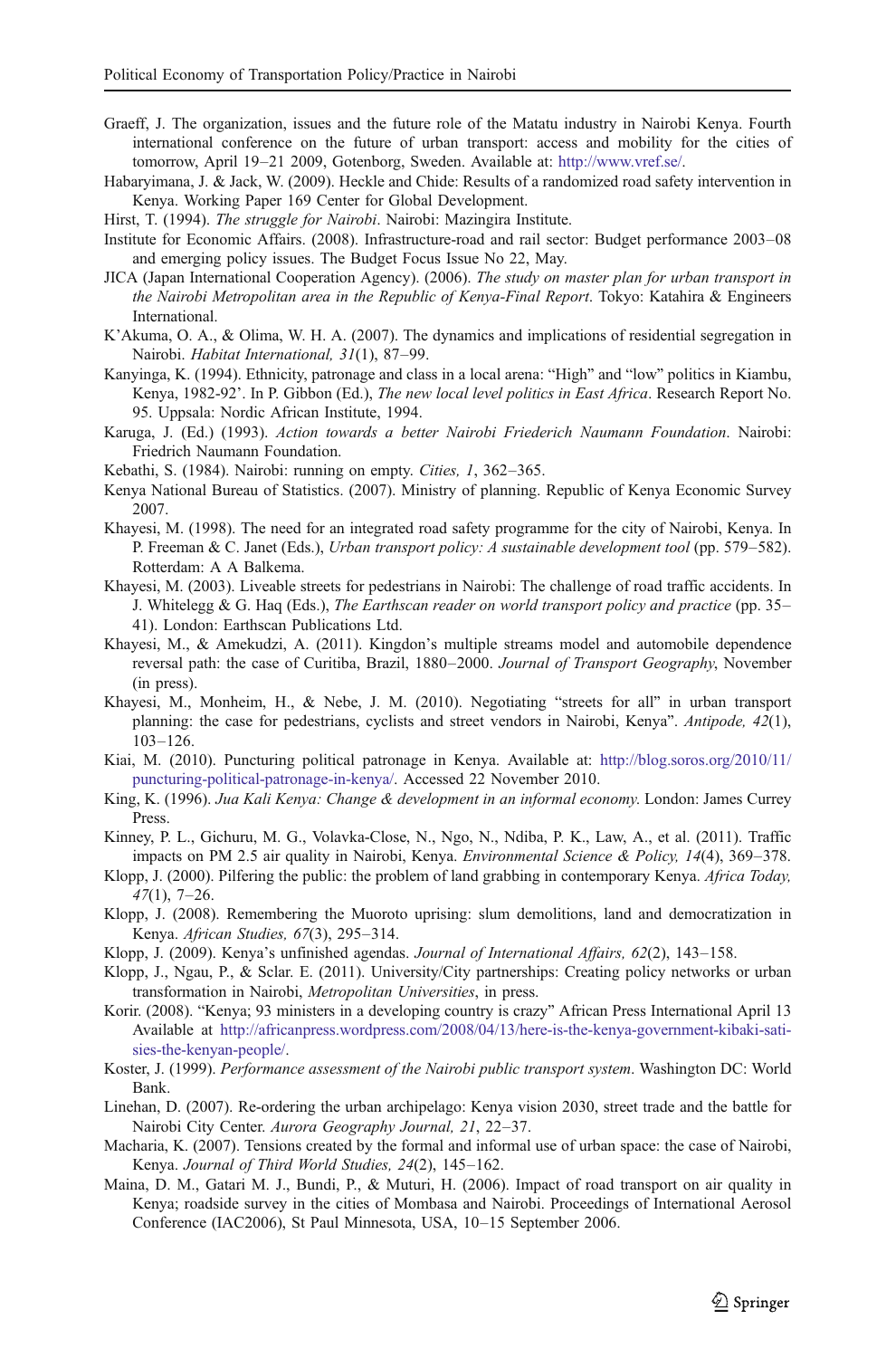Graeff, J. The organization, issues and the future role of the Matatu industry in Nairobi Kenya. Fourth international conference on the future of urban transport: access and mobility for the cities of tomorrow, April 19–21 2009, Gotenborg, Sweden. Available at: http://www.vref.se/.

Habaryimana, J. & Jack, W. (2009). Heckle and Chide: Results of a randomized road safety intervention in Kenya. Working Paper 169 Center for Global Development.

Hirst, T. (1994). *The struggle for Nairobi*. Nairobi: Mazingira Institute.

Institute for Economic Affairs. (2008). Infrastructure-road and rail sector: Budget performance 2003–08 and emerging policy issues. The Budget Focus Issue No 22, May.

JICA (Japan International Cooperation Agency). (2006). *The study on master plan for urban transport in the Nairobi Metropolitan area in the Republic of Kenya-Final Report*. Tokyo: Katahira & Engineers International.

K'Akuma, O. A., & Olima, W. H. A. (2007). The dynamics and implications of residential segregation in Nairobi. *Habitat International, 31*(1), 87–99.

Kanyinga, K. (1994). Ethnicity, patronage and class in a local arena: "High" and "low" politics in Kiambu, Kenya, 1982-92'. In P. Gibbon (Ed.), *The new local level politics in East Africa*. Research Report No. 95. Uppsala: Nordic African Institute, 1994.

Karuga, J. (Ed.) (1993). *Action towards a better Nairobi Friederich Naumann Foundation*. Nairobi: Friedrich Naumann Foundation.

Kebathi, S. (1984). Nairobi: running on empty. *Cities, 1*, 362–365.

Kenya National Bureau of Statistics. (2007). Ministry of planning. Republic of Kenya Economic Survey 2007.

Khayesi, M. (1998). The need for an integrated road safety programme for the city of Nairobi, Kenya. In P. Freeman & C. Janet (Eds.), *Urban transport policy: A sustainable development tool* (pp. 579–582). Rotterdam: A A Balkema.

Khayesi, M. (2003). Liveable streets for pedestrians in Nairobi: The challenge of road traffic accidents. In J. Whitelegg & G. Haq (Eds.), *The Earthscan reader on world transport policy and practice* (pp. 35–41). London: Earthscan Publications Ltd.

Khayesi, M., & Amekudzi, A. (2011). Kingdon's multiple streams model and automobile dependence reversal path: the case of Curitiba, Brazil, 1880–2000. *Journal of Transport Geography*, November (in press).

Khayesi, M., Monheim, H., & Nebe, J. M. (2010). Negotiating "streets for all" in urban transport planning: the case for pedestrians, cyclists and street vendors in Nairobi, Kenya". *Antipode, 42*(1), 103–126.

Kiai, M. (2010). Puncturing political patronage in Kenya. Available at: http://blog.soros.org/2010/11/puncturing-political-patronage-in-kenya/. Accessed 22 November 2010.

King, K. (1996). *Jua Kali Kenya: Change & development in an informal economy*. London: James Currey Press.

Kinney, P. L., Gichuru, M. G., Volavka-Close, N., Ngo, N., Ndiba, P. K., Law, A., et al. (2011). Traffic impacts on PM 2.5 air quality in Nairobi, Kenya. *Environmental Science & Policy, 14*(4), 369–378.

Klopp, J. (2000). Pilfering the public: the problem of land grabbing in contemporary Kenya. *Africa Today, 47*(1), 7–26.

Klopp, J. (2008). Remembering the Muoroto uprising: slum demolitions, land and democratization in Kenya. *African Studies, 67*(3), 295–314.

Klopp, J. (2009). Kenya's unfinished agendas. *Journal of International Affairs, 62*(2), 143–158.

Klopp, J., Ngau, P., & Sclar. E. (2011). University/City partnerships: Creating policy networks or urban transformation in Nairobi, *Metropolitan Universities*, in press.

Korir. (2008). "Kenya; 93 ministers in a developing country is crazy" African Press International April 13 Available at http://africanpress.wordpress.com/2008/04/13/here-is-the-kenya-government-kibaki-satisies-the-kenyan-people/.

Koster, J. (1999). *Performance assessment of the Nairobi public transport system*. Washington DC: World Bank.

Linehan, D. (2007). Re-ordering the urban archipelago: Kenya vision 2030, street trade and the battle for Nairobi City Center. *Aurora Geography Journal, 21*, 22–37.

Macharia, K. (2007). Tensions created by the formal and informal use of urban space: the case of Nairobi, Kenya. *Journal of Third World Studies, 24*(2), 145–162.

Maina, D. M., Gatari M. J., Bundi, P., & Muturi, H. (2006). Impact of road transport on air quality in Kenya; roadside survey in the cities of Mombasa and Nairobi. Proceedings of International Aerosol Conference (IAC2006), St Paul Minnesota, USA, 10–15 September 2006.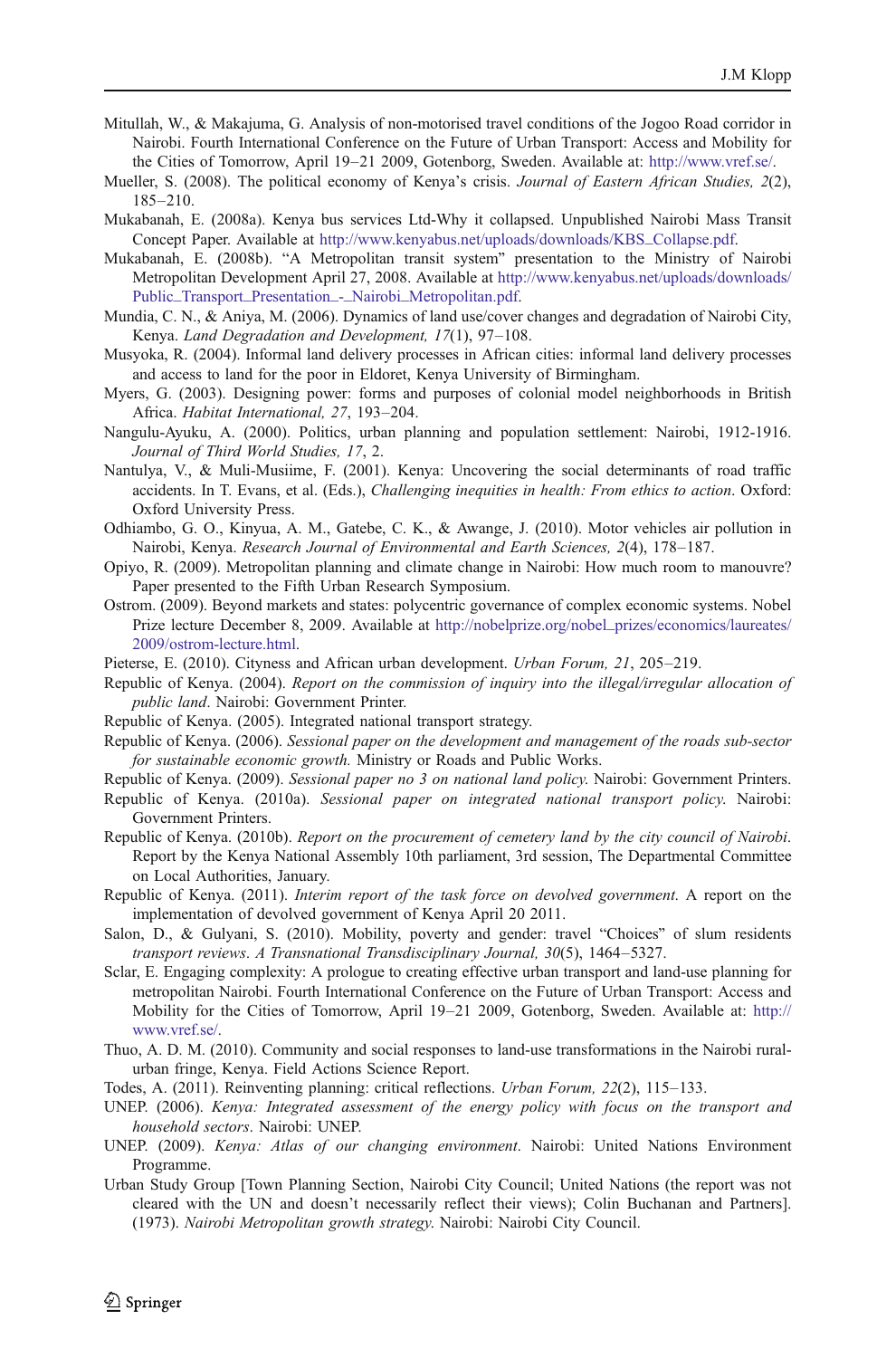Mitullah, W., & Makajuma, G. Analysis of non-motorised travel conditions of the Jogoo Road corridor in Nairobi. Fourth International Conference on the Future of Urban Transport: Access and Mobility for the Cities of Tomorrow, April 19–21 2009, Gotenborg, Sweden. Available at: http://www.vref.se/.

Mueller, S. (2008). The political economy of Kenya's crisis. *Journal of Eastern African Studies, 2*(2), 185–210.

Mukabanah, E. (2008a). Kenya bus services Ltd-Why it collapsed. Unpublished Nairobi Mass Transit Concept Paper. Available at http://www.kenyabus.net/uploads/downloads/KBS_Collapse.pdf.

Mukabanah, E. (2008b). "A Metropolitan transit system" presentation to the Ministry of Nairobi Metropolitan Development April 27, 2008. Available at http://www.kenyabus.net/uploads/downloads/Public_Transport_Presentation_-_Nairobi_Metropolitan.pdf.

Mundia, C. N., & Aniya, M. (2006). Dynamics of land use/cover changes and degradation of Nairobi City, Kenya. *Land Degradation and Development, 17*(1), 97–108.

Musyoka, R. (2004). Informal land delivery processes in African cities: informal land delivery processes and access to land for the poor in Eldoret, Kenya University of Birmingham.

Myers, G. (2003). Designing power: forms and purposes of colonial model neighborhoods in British Africa. *Habitat International, 27*, 193–204.

Nangulu-Ayuku, A. (2000). Politics, urban planning and population settlement: Nairobi, 1912-1916. *Journal of Third World Studies, 17*, 2.

Nantulya, V., & Muli-Musiime, F. (2001). Kenya: Uncovering the social determinants of road traffic accidents. In T. Evans, et al. (Eds.), *Challenging inequities in health: From ethics to action*. Oxford: Oxford University Press.

Odhiambo, G. O., Kinyua, A. M., Gatebe, C. K., & Awange, J. (2010). Motor vehicles air pollution in Nairobi, Kenya. *Research Journal of Environmental and Earth Sciences, 2*(4), 178–187.

Opiyo, R. (2009). Metropolitan planning and climate change in Nairobi: How much room to manouvre? Paper presented to the Fifth Urban Research Symposium.

Ostrom. (2009). Beyond markets and states: polycentric governance of complex economic systems. Nobel Prize lecture December 8, 2009. Available at http://nobelprize.org/nobel_prizes/economics/laureates/2009/ostrom-lecture.html.

Pieterse, E. (2010). Cityness and African urban development. *Urban Forum, 21*, 205–219.

Republic of Kenya. (2004). *Report on the commission of inquiry into the illegal/irregular allocation of public land*. Nairobi: Government Printer.

Republic of Kenya. (2005). Integrated national transport strategy.

Republic of Kenya. (2006). *Sessional paper on the development and management of the roads sub-sector for sustainable economic growth.* Ministry or Roads and Public Works.

Republic of Kenya. (2009). *Sessional paper no 3 on national land policy.* Nairobi: Government Printers.

Republic of Kenya. (2010a). *Sessional paper on integrated national transport policy.* Nairobi: Government Printers.

Republic of Kenya. (2010b). *Report on the procurement of cemetery land by the city council of Nairobi*. Report by the Kenya National Assembly 10th parliament, 3rd session, The Departmental Committee on Local Authorities, January.

Republic of Kenya. (2011). *Interim report of the task force on devolved government.* A report on the implementation of devolved government of Kenya April 20 2011.

Salon, D., & Gulyani, S. (2010). Mobility, poverty and gender: travel "Choices" of slum residents *transport reviews. A Transnational Transdisciplinary Journal, 30*(5), 1464–5327.

Sclar, E. Engaging complexity: A prologue to creating effective urban transport and land-use planning for metropolitan Nairobi. Fourth International Conference on the Future of Urban Transport: Access and Mobility for the Cities of Tomorrow, April 19–21 2009, Gotenborg, Sweden. Available at: http://www.vref.se/.

Thuo, A. D. M. (2010). Community and social responses to land-use transformations in the Nairobi rural-urban fringe, Kenya. Field Actions Science Report.

Todes, A. (2011). Reinventing planning: critical reflections. *Urban Forum, 22*(2), 115–133.

UNEP. (2006). *Kenya: Integrated assessment of the energy policy with focus on the transport and household sectors*. Nairobi: UNEP.

UNEP. (2009). *Kenya: Atlas of our changing environment*. Nairobi: United Nations Environment Programme.

Urban Study Group [Town Planning Section, Nairobi City Council; United Nations (the report was not cleared with the UN and doesn't necessarily reflect their views); Colin Buchanan and Partners]. (1973). *Nairobi Metropolitan growth strategy.* Nairobi: Nairobi City Council.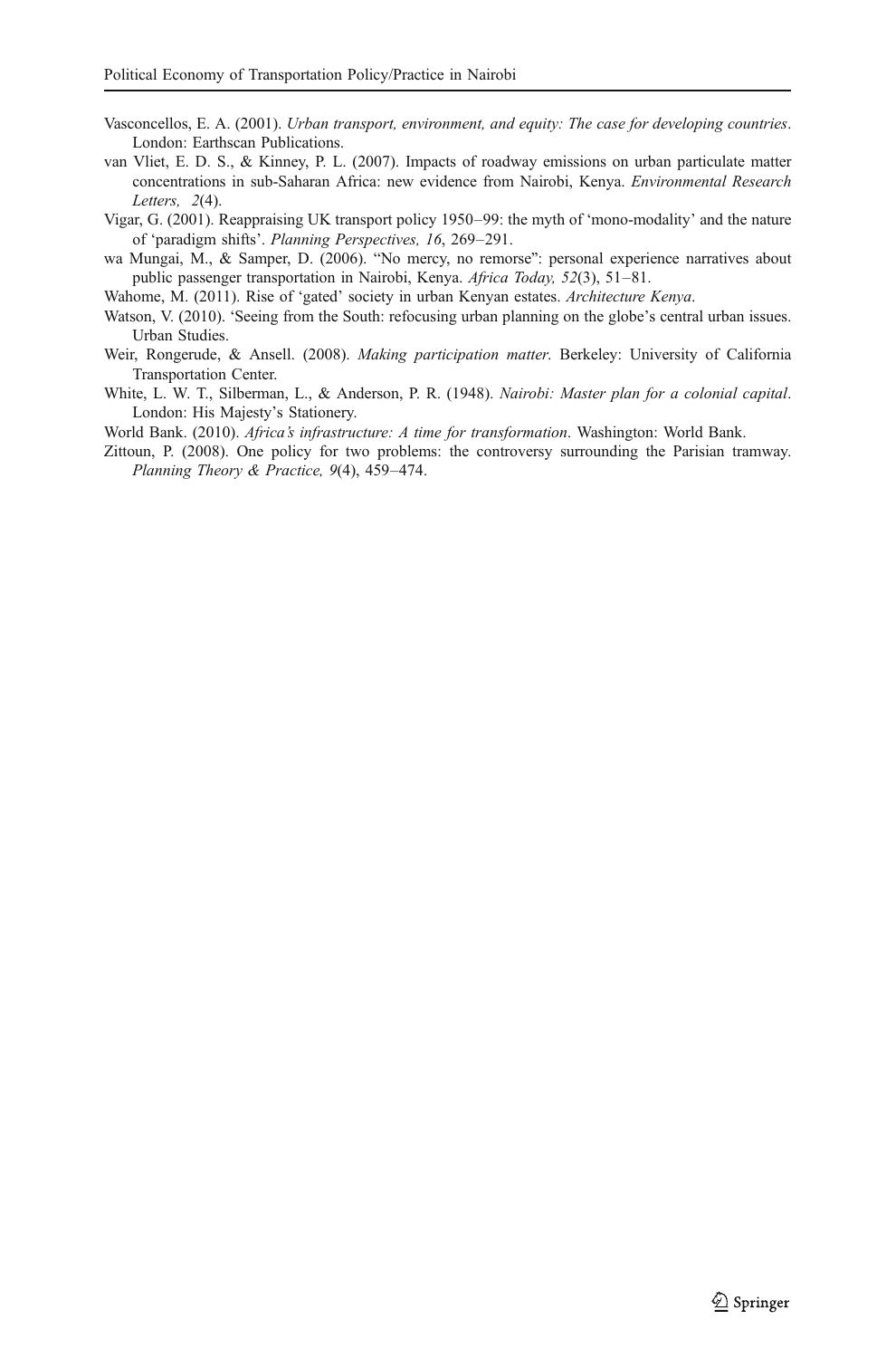Vasconcellos, E. A. (2001). *Urban transport, environment, and equity: The case for developing countries*. London: Earthscan Publications.

van Vliet, E. D. S., & Kinney, P. L. (2007). Impacts of roadway emissions on urban particulate matter concentrations in sub-Saharan Africa: new evidence from Nairobi, Kenya. *Environmental Research Letters, 2*(4).

Vigar, G. (2001). Reappraising UK transport policy 1950–99: the myth of 'mono-modality' and the nature of 'paradigm shifts'. *Planning Perspectives, 16*, 269–291.

wa Mungai, M., & Samper, D. (2006). "No mercy, no remorse": personal experience narratives about public passenger transportation in Nairobi, Kenya. *Africa Today, 52*(3), 51–81.

Wahome, M. (2011). Rise of 'gated' society in urban Kenyan estates. *Architecture Kenya*.

Watson, V. (2010). 'Seeing from the South: refocusing urban planning on the globe's central urban issues. Urban Studies.

Weir, Rongerude, & Ansell. (2008). *Making participation matter*. Berkeley: University of California Transportation Center.

White, L. W. T., Silberman, L., & Anderson, P. R. (1948). *Nairobi: Master plan for a colonial capital*. London: His Majesty's Stationery.

World Bank. (2010). *Africa's infrastructure: A time for transformation*. Washington: World Bank.

Zittoun, P. (2008). One policy for two problems: the controversy surrounding the Parisian tramway. *Planning Theory & Practice, 9*(4), 459–474.